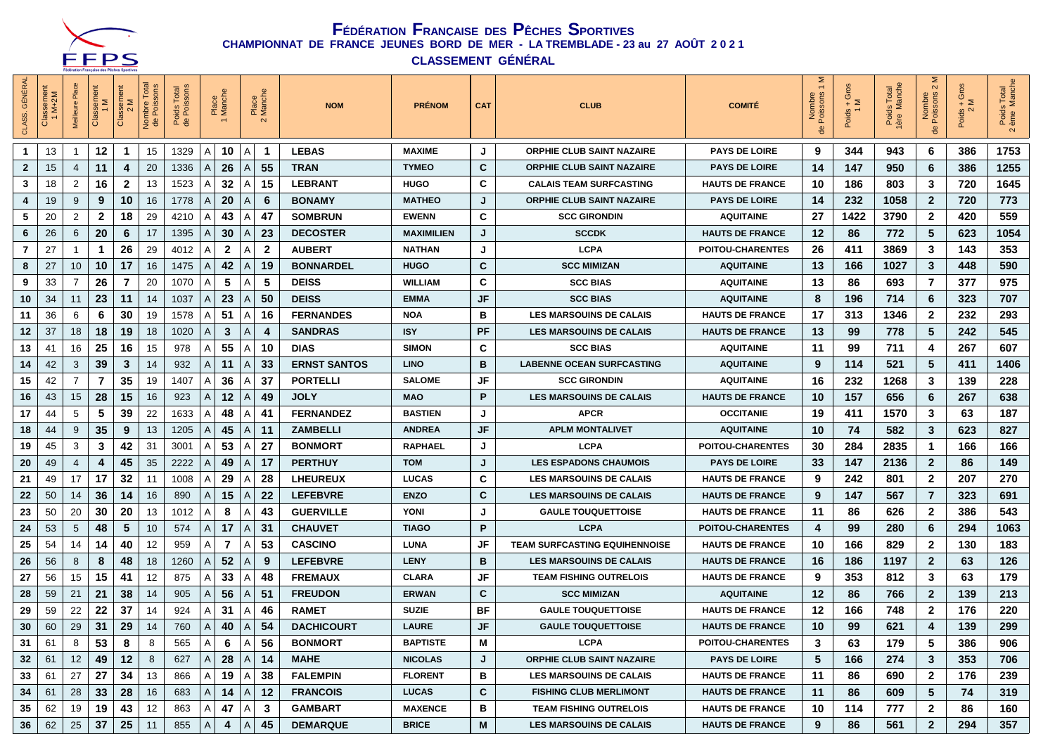# Fédération Française des Pêches Sportives

## CHAMPIONNAT DE FRANCE JEUNES BORD DE MER - LA TREMBLADE - 23 au 27 AOÛT 2021

## CLASSEMENT GÉNÉRAL

| CLASS. GÉNÉRAL | Classement 1 M+2M | Meilleure Place | Classement 1 M | Classement 2 M | Nombre Total de Poissons | Poids Total de Poissons | Place 1 Manche | | Place 2 Manche | | NOM | PRÉNOM | CAT | CLUB | COMITÉ | Nombre de Poissons 1 M | Poids + Gros 1 M | Poids Total 1ère Manche | Nombre de Poissons 2 M | Poids + Gros 2 M | Poids Total 2 ème Manche |
|---|---|---|---|---|---|---|---|---|---|---|---|---|---|---|---|---|---|---|---|---|---|
| 1 | 13 | 1 | 12 | 1 | 15 | 1329 | A | 10 | A | 1 | LEBAS | MAXIME | J | ORPHIE CLUB SAINT NAZAIRE | PAYS DE LOIRE | 9 | 344 | 943 | 6 | 386 | 1753 |
| 2 | 15 | 4 | 11 | 4 | 20 | 1336 | A | 26 | A | 55 | TRAN | TYMEO | C | ORPHIE CLUB SAINT NAZAIRE | PAYS DE LOIRE | 14 | 147 | 950 | 6 | 386 | 1255 |
| 3 | 18 | 2 | 16 | 2 | 13 | 1523 | A | 32 | A | 15 | LEBRANT | HUGO | C | CALAIS TEAM SURFCASTING | HAUTS DE FRANCE | 10 | 186 | 803 | 3 | 720 | 1645 |
| 4 | 19 | 9 | 9 | 10 | 16 | 1778 | A | 20 | A | 6 | BONAMY | MATHEO | J | ORPHIE CLUB SAINT NAZAIRE | PAYS DE LOIRE | 14 | 232 | 1058 | 2 | 720 | 773 |
| 5 | 20 | 2 | 2 | 18 | 29 | 4210 | A | 43 | A | 47 | SOMBRUN | EWENN | C | SCC GIRONDIN | AQUITAINE | 27 | 1422 | 3790 | 2 | 420 | 559 |
| 6 | 26 | 6 | 20 | 6 | 17 | 1395 | A | 30 | A | 23 | DECOSTER | MAXIMILIEN | J | SCCDK | HAUTS DE FRANCE | 12 | 86 | 772 | 5 | 623 | 1054 |
| 7 | 27 | 1 | 1 | 26 | 29 | 4012 | A | 2 | A | 2 | AUBERT | NATHAN | J | LCPA | POITOU-CHARENTES | 26 | 411 | 3869 | 3 | 143 | 353 |
| 8 | 27 | 10 | 10 | 17 | 16 | 1475 | A | 42 | A | 19 | BONNARDEL | HUGO | C | SCC MIMIZAN | AQUITAINE | 13 | 166 | 1027 | 3 | 448 | 590 |
| 9 | 33 | 7 | 26 | 7 | 20 | 1070 | A | 5 | A | 5 | DEISS | WILLIAM | C | SCC BIAS | AQUITAINE | 13 | 86 | 693 | 7 | 377 | 975 |
| 10 | 34 | 11 | 23 | 11 | 14 | 1037 | A | 23 | A | 50 | DEISS | EMMA | JF | SCC BIAS | AQUITAINE | 8 | 196 | 714 | 6 | 323 | 707 |
| 11 | 36 | 6 | 6 | 30 | 19 | 1578 | A | 51 | A | 16 | FERNANDES | NOA | B | LES MARSOUINS DE CALAIS | HAUTS DE FRANCE | 17 | 313 | 1346 | 2 | 232 | 293 |
| 12 | 37 | 18 | 18 | 19 | 18 | 1020 | A | 3 | A | 4 | SANDRAS | ISY | PF | LES MARSOUINS DE CALAIS | HAUTS DE FRANCE | 13 | 99 | 778 | 5 | 242 | 545 |
| 13 | 41 | 16 | 25 | 16 | 15 | 978 | A | 55 | A | 10 | DIAS | SIMON | C | SCC BIAS | AQUITAINE | 11 | 99 | 711 | 4 | 267 | 607 |
| 14 | 42 | 3 | 39 | 3 | 14 | 932 | A | 11 | A | 33 | ERNST SANTOS | LINO | B | LABENNE OCEAN SURFCASTING | AQUITAINE | 9 | 114 | 521 | 5 | 411 | 1406 |
| 15 | 42 | 7 | 7 | 35 | 19 | 1407 | A | 36 | A | 37 | PORTELLI | SALOME | JF | SCC GIRONDIN | AQUITAINE | 16 | 232 | 1268 | 3 | 139 | 228 |
| 16 | 43 | 15 | 28 | 15 | 16 | 923 | A | 12 | A | 49 | JOLY | MAO | P | LES MARSOUINS DE CALAIS | HAUTS DE FRANCE | 10 | 157 | 656 | 6 | 267 | 638 |
| 17 | 44 | 5 | 5 | 39 | 22 | 1633 | A | 48 | A | 41 | FERNANDEZ | BASTIEN | J | APCR | OCCITANIE | 19 | 411 | 1570 | 3 | 63 | 187 |
| 18 | 44 | 9 | 35 | 9 | 13 | 1205 | A | 45 | A | 11 | ZAMBELLI | ANDREA | JF | APLM MONTALIVET | AQUITAINE | 10 | 74 | 582 | 3 | 623 | 827 |
| 19 | 45 | 3 | 3 | 42 | 31 | 3001 | A | 53 | A | 27 | BONMORT | RAPHAEL | J | LCPA | POITOU-CHARENTES | 30 | 284 | 2835 | 1 | 166 | 166 |
| 20 | 49 | 4 | 4 | 45 | 35 | 2222 | A | 49 | A | 17 | PERTHUY | TOM | J | LES ESPADONS CHAUMOIS | PAYS DE LOIRE | 33 | 147 | 2136 | 2 | 86 | 149 |
| 21 | 49 | 17 | 17 | 32 | 11 | 1008 | A | 29 | A | 28 | LHEUREUX | LUCAS | C | LES MARSOUINS DE CALAIS | HAUTS DE FRANCE | 9 | 242 | 801 | 2 | 207 | 270 |
| 22 | 50 | 14 | 36 | 14 | 16 | 890 | A | 15 | A | 22 | LEFEBVRE | ENZO | C | LES MARSOUINS DE CALAIS | HAUTS DE FRANCE | 9 | 147 | 567 | 7 | 323 | 691 |
| 23 | 50 | 20 | 30 | 20 | 13 | 1012 | A | 8 | A | 43 | GUERVILLE | YONI | J | GAULE TOUQUETTOISE | HAUTS DE FRANCE | 11 | 86 | 626 | 2 | 386 | 543 |
| 24 | 53 | 5 | 48 | 5 | 10 | 574 | A | 17 | A | 31 | CHAUVET | TIAGO | P | LCPA | POITOU-CHARENTES | 4 | 99 | 280 | 6 | 294 | 1063 |
| 25 | 54 | 14 | 14 | 40 | 12 | 959 | A | 7 | A | 53 | CASCINO | LUNA | JF | TEAM SURFCASTING EQUIHENNOISE | HAUTS DE FRANCE | 10 | 166 | 829 | 2 | 130 | 183 |
| 26 | 56 | 8 | 8 | 48 | 18 | 1260 | A | 52 | A | 9 | LEFEBVRE | LENY | B | LES MARSOUINS DE CALAIS | HAUTS DE FRANCE | 16 | 186 | 1197 | 2 | 63 | 126 |
| 27 | 56 | 15 | 15 | 41 | 12 | 875 | A | 33 | A | 48 | FREMAUX | CLARA | JF | TEAM FISHING OUTRELOIS | HAUTS DE FRANCE | 9 | 353 | 812 | 3 | 63 | 179 |
| 28 | 59 | 21 | 21 | 38 | 14 | 905 | A | 56 | A | 51 | FREUDON | ERWAN | C | SCC MIMIZAN | AQUITAINE | 12 | 86 | 766 | 2 | 139 | 213 |
| 29 | 59 | 22 | 22 | 37 | 14 | 924 | A | 31 | A | 46 | RAMET | SUZIE | BF | GAULE TOUQUETTOISE | HAUTS DE FRANCE | 12 | 166 | 748 | 2 | 176 | 220 |
| 30 | 60 | 29 | 31 | 29 | 14 | 760 | A | 40 | A | 54 | DACHICOURT | LAURE | JF | GAULE TOUQUETTOISE | HAUTS DE FRANCE | 10 | 99 | 621 | 4 | 139 | 299 |
| 31 | 61 | 8 | 53 | 8 | 8 | 565 | A | 6 | A | 56 | BONMORT | BAPTISTE | M | LCPA | POITOU-CHARENTES | 3 | 63 | 179 | 5 | 386 | 906 |
| 32 | 61 | 12 | 49 | 12 | 8 | 627 | A | 28 | A | 14 | MAHE | NICOLAS | J | ORPHIE CLUB SAINT NAZAIRE | PAYS DE LOIRE | 5 | 166 | 274 | 3 | 353 | 706 |
| 33 | 61 | 27 | 27 | 34 | 13 | 866 | A | 19 | A | 38 | FALEMPIN | FLORENT | B | LES MARSOUINS DE CALAIS | HAUTS DE FRANCE | 11 | 86 | 690 | 2 | 176 | 239 |
| 34 | 61 | 28 | 33 | 28 | 16 | 683 | A | 14 | A | 12 | FRANCOIS | LUCAS | C | FISHING CLUB MERLIMONT | HAUTS DE FRANCE | 11 | 86 | 609 | 5 | 74 | 319 |
| 35 | 62 | 19 | 19 | 43 | 12 | 863 | A | 47 | A | 3 | GAMBART | MAXENCE | B | TEAM FISHING OUTRELOIS | HAUTS DE FRANCE | 10 | 114 | 777 | 2 | 86 | 160 |
| 36 | 62 | 25 | 37 | 25 | 11 | 855 | A | 4 | A | 45 | DEMARQUE | BRICE | M | LES MARSOUINS DE CALAIS | HAUTS DE FRANCE | 9 | 86 | 561 | 2 | 294 | 357 |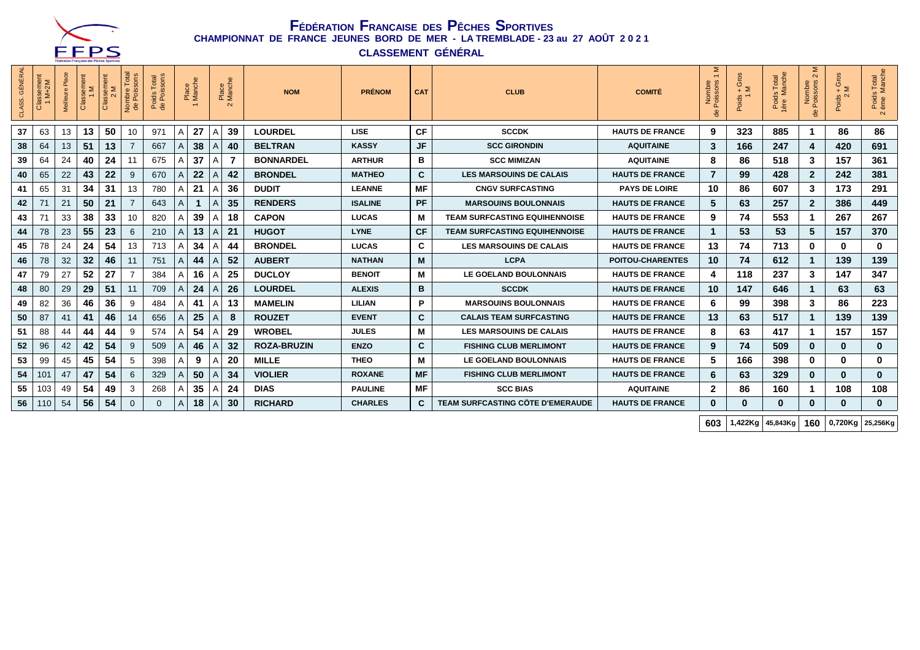# FÉDÉRATION FRANÇAISE DES PÊCHES SPORTIVES

## CHAMPIONNAT DE FRANCE JEUNES BORD DE MER - LA TREMBLADE - 23 au 27 AOÛT 2021

## CLASSEMENT GÉNÉRAL

| CLASS. GÉNÉRAL | Classement 1 M+2 M | Meilleure Place | Classement 1 M | Classement 2 M | Nombre Total de Poissons | Poids Total de Poissons | | Place 1 Manche | | Place 2 Manche | NOM | PRÉNOM | CAT | CLUB | COMITÉ | Nombre de Poissons 1 M | Poids + Gros 1 M | Poids Total 1ère Manche | Nombre de Poissons 2 M | Poids + Gros 2 M | Poids Total 2 ème Manche |
|---|---|---|---|---|---|---|---|---|---|---|---|---|---|---|---|---|---|---|---|---|---|
| 37 | 63 | 13 | 13 | 50 | 10 | 971 | A | 27 | A | 39 | LOURDEL | LISE | CF | SCCDK | HAUTS DE FRANCE | 9 | 323 | 885 | 1 | 86 | 86 |
| 38 | 64 | 13 | 51 | 13 | 7 | 667 | A | 38 | A | 40 | BELTRAN | KASSY | JF | SCC GIRONDIN | AQUITAINE | 3 | 166 | 247 | 4 | 420 | 691 |
| 39 | 64 | 24 | 40 | 24 | 11 | 675 | A | 37 | A | 7 | BONNARDEL | ARTHUR | B | SCC MIMIZAN | AQUITAINE | 8 | 86 | 518 | 3 | 157 | 361 |
| 40 | 65 | 22 | 43 | 22 | 9 | 670 | A | 22 | A | 42 | BRONDEL | MATHEO | C | LES MARSOUINS DE CALAIS | HAUTS DE FRANCE | 7 | 99 | 428 | 2 | 242 | 381 |
| 41 | 65 | 31 | 34 | 31 | 13 | 780 | A | 21 | A | 36 | DUDIT | LEANNE | MF | CNGV SURFCASTING | PAYS DE LOIRE | 10 | 86 | 607 | 3 | 173 | 291 |
| 42 | 71 | 21 | 50 | 21 | 7 | 643 | A | 1 | A | 35 | RENDERS | ISALINE | PF | MARSOUINS BOULONNAIS | HAUTS DE FRANCE | 5 | 63 | 257 | 2 | 386 | 449 |
| 43 | 71 | 33 | 38 | 33 | 10 | 820 | A | 39 | A | 18 | CAPON | LUCAS | M | TEAM SURFCASTING EQUIHENNOISE | HAUTS DE FRANCE | 9 | 74 | 553 | 1 | 267 | 267 |
| 44 | 78 | 23 | 55 | 23 | 6 | 210 | A | 13 | A | 21 | HUGOT | LYNE | CF | TEAM SURFCASTING EQUIHENNOISE | HAUTS DE FRANCE | 1 | 53 | 53 | 5 | 157 | 370 |
| 45 | 78 | 24 | 24 | 54 | 13 | 713 | A | 34 | A | 44 | BRONDEL | LUCAS | C | LES MARSOUINS DE CALAIS | HAUTS DE FRANCE | 13 | 74 | 713 | 0 | 0 | 0 |
| 46 | 78 | 32 | 32 | 46 | 11 | 751 | A | 44 | A | 52 | AUBERT | NATHAN | M | LCPA | POITOU-CHARENTES | 10 | 74 | 612 | 1 | 139 | 139 |
| 47 | 79 | 27 | 52 | 27 | 7 | 384 | A | 16 | A | 25 | DUCLOY | BENOIT | M | LE GOELAND BOULONNAIS | HAUTS DE FRANCE | 4 | 118 | 237 | 3 | 147 | 347 |
| 48 | 80 | 29 | 29 | 51 | 11 | 709 | A | 24 | A | 26 | LOURDEL | ALEXIS | B | SCCDK | HAUTS DE FRANCE | 10 | 147 | 646 | 1 | 63 | 63 |
| 49 | 82 | 36 | 46 | 36 | 9 | 484 | A | 41 | A | 13 | MAMELIN | LILIAN | P | MARSOUINS BOULONNAIS | HAUTS DE FRANCE | 6 | 99 | 398 | 3 | 86 | 223 |
| 50 | 87 | 41 | 41 | 46 | 14 | 656 | A | 25 | A | 8 | ROUZET | EVENT | C | CALAIS TEAM SURFCASTING | HAUTS DE FRANCE | 13 | 63 | 517 | 1 | 139 | 139 |
| 51 | 88 | 44 | 44 | 44 | 9 | 574 | A | 54 | A | 29 | WROBEL | JULES | M | LES MARSOUINS DE CALAIS | HAUTS DE FRANCE | 8 | 63 | 417 | 1 | 157 | 157 |
| 52 | 96 | 42 | 42 | 54 | 9 | 509 | A | 46 | A | 32 | ROZA-BRUZIN | ENZO | C | FISHING CLUB MERLIMONT | HAUTS DE FRANCE | 9 | 74 | 509 | 0 | 0 | 0 |
| 53 | 99 | 45 | 45 | 54 | 5 | 398 | A | 9 | A | 20 | MILLE | THEO | M | LE GOELAND BOULONNAIS | HAUTS DE FRANCE | 5 | 166 | 398 | 0 | 0 | 0 |
| 54 | 101 | 47 | 47 | 54 | 6 | 329 | A | 50 | A | 34 | VIOLIER | ROXANE | MF | FISHING CLUB MERLIMONT | HAUTS DE FRANCE | 6 | 63 | 329 | 0 | 0 | 0 |
| 55 | 103 | 49 | 54 | 49 | 3 | 268 | A | 35 | A | 24 | DIAS | PAULINE | MF | SCC BIAS | AQUITAINE | 2 | 86 | 160 | 1 | 108 | 108 |
| 56 | 110 | 54 | 56 | 54 | 0 | 0 | A | 18 | A | 30 | RICHARD | CHARLES | C | TEAM SURFCASTING CÔTE D'EMERAUDE | HAUTS DE FRANCE | 0 | 0 | 0 | 0 | 0 | 0 |
| | | | | | | | | | | | | | | | | 603 | 1,422Kg | 45,843Kg | 160 | 0,720Kg | 25,256Kg |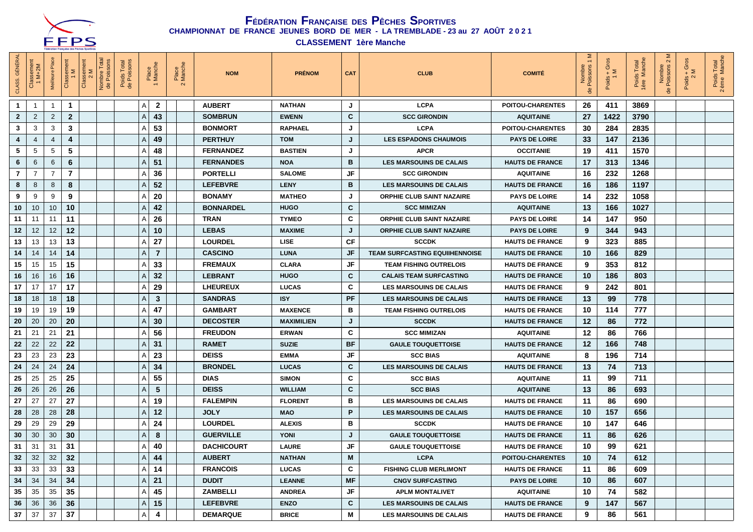# FÉDÉRATION FRANÇAISE DES PÊCHES SPORTIVES

**CHAMPIONNAT DE FRANCE JEUNES BORD DE MER - LA TREMBLADE - 23 au 27 AOÛT 2021**

**CLASSEMENT 1ère Manche**

| CLASS. GÉNÉRAL | Classement 1 M+2M | Meilleure Place | Classement 1 M | Classement 2 M | Nombre Total de Poissons | Poids Total de Poissons | Place 1 Manche | | Place 2 Manche | | NOM | PRÉNOM | CAT | CLUB | COMITÉ | Nombre de Poissons 1 M | Poids + Gros 1 M | Poids Total 1ère Manche | Nombre de Poissons 2 M | Poids + Gros 2 M | Poids Total 2ème Manche |
|---|---|---|---|---|---|---|---|---|---|---|---|---|---|---|---|---|---|---|---|---|---|
| 1 | 1 | 1 | 1 | | | | A | 2 | | | AUBERT | NATHAN | J | LCPA | POITOU-CHARENTES | 26 | 411 | 3869 | | | |
| 2 | 2 | 2 | 2 | | | | A | 43 | | | SOMBRUN | EWENN | C | SCC GIRONDIN | AQUITAINE | 27 | 1422 | 3790 | | | |
| 3 | 3 | 3 | 3 | | | | A | 53 | | | BONMORT | RAPHAEL | J | LCPA | POITOU-CHARENTES | 30 | 284 | 2835 | | | |
| 4 | 4 | 4 | 4 | | | | A | 49 | | | PERTHUY | TOM | J | LES ESPADONS CHAUMOIS | PAYS DE LOIRE | 33 | 147 | 2136 | | | |
| 5 | 5 | 5 | 5 | | | | A | 48 | | | FERNANDEZ | BASTIEN | J | APCR | OCCITANIE | 19 | 411 | 1570 | | | |
| 6 | 6 | 6 | 6 | | | | A | 51 | | | FERNANDES | NOA | B | LES MARSOUINS DE CALAIS | HAUTS DE FRANCE | 17 | 313 | 1346 | | | |
| 7 | 7 | 7 | 7 | | | | A | 36 | | | PORTELLI | SALOME | JF | SCC GIRONDIN | AQUITAINE | 16 | 232 | 1268 | | | |
| 8 | 8 | 8 | 8 | | | | A | 52 | | | LEFEBVRE | LENY | B | LES MARSOUINS DE CALAIS | HAUTS DE FRANCE | 16 | 186 | 1197 | | | |
| 9 | 9 | 9 | 9 | | | | A | 20 | | | BONAMY | MATHEO | J | ORPHIE CLUB SAINT NAZAIRE | PAYS DE LOIRE | 14 | 232 | 1058 | | | |
| 10 | 10 | 10 | 10 | | | | A | 42 | | | BONNARDEL | HUGO | C | SCC MIMIZAN | AQUITAINE | 13 | 166 | 1027 | | | |
| 11 | 11 | 11 | 11 | | | | A | 26 | | | TRAN | TYMEO | C | ORPHIE CLUB SAINT NAZAIRE | PAYS DE LOIRE | 14 | 147 | 950 | | | |
| 12 | 12 | 12 | 12 | | | | A | 10 | | | LEBAS | MAXIME | J | ORPHIE CLUB SAINT NAZAIRE | PAYS DE LOIRE | 9 | 344 | 943 | | | |
| 13 | 13 | 13 | 13 | | | | A | 27 | | | LOURDEL | LISE | CF | SCCDK | HAUTS DE FRANCE | 9 | 323 | 885 | | | |
| 14 | 14 | 14 | 14 | | | | A | 7 | | | CASCINO | LUNA | JF | TEAM SURFCASTING EQUIHENNOISE | HAUTS DE FRANCE | 10 | 166 | 829 | | | |
| 15 | 15 | 15 | 15 | | | | A | 33 | | | FREMAUX | CLARA | JF | TEAM FISHING OUTRELOIS | HAUTS DE FRANCE | 9 | 353 | 812 | | | |
| 16 | 16 | 16 | 16 | | | | A | 32 | | | LEBRANT | HUGO | C | CALAIS TEAM SURFCASTING | HAUTS DE FRANCE | 10 | 186 | 803 | | | |
| 17 | 17 | 17 | 17 | | | | A | 29 | | | LHEUREUX | LUCAS | C | LES MARSOUINS DE CALAIS | HAUTS DE FRANCE | 9 | 242 | 801 | | | |
| 18 | 18 | 18 | 18 | | | | A | 3 | | | SANDRAS | ISY | PF | LES MARSOUINS DE CALAIS | HAUTS DE FRANCE | 13 | 99 | 778 | | | |
| 19 | 19 | 19 | 19 | | | | A | 47 | | | GAMBART | MAXENCE | B | TEAM FISHING OUTRELOIS | HAUTS DE FRANCE | 10 | 114 | 777 | | | |
| 20 | 20 | 20 | 20 | | | | A | 30 | | | DECOSTER | MAXIMILIEN | J | SCCDK | HAUTS DE FRANCE | 12 | 86 | 772 | | | |
| 21 | 21 | 21 | 21 | | | | A | 56 | | | FREUDON | ERWAN | C | SCC MIMIZAN | AQUITAINE | 12 | 86 | 766 | | | |
| 22 | 22 | 22 | 22 | | | | A | 31 | | | RAMET | SUZIE | BF | GAULE TOUQUETTOISE | HAUTS DE FRANCE | 12 | 166 | 748 | | | |
| 23 | 23 | 23 | 23 | | | | A | 23 | | | DEISS | EMMA | JF | SCC BIAS | AQUITAINE | 8 | 196 | 714 | | | |
| 24 | 24 | 24 | 24 | | | | A | 34 | | | BRONDEL | LUCAS | C | LES MARSOUINS DE CALAIS | HAUTS DE FRANCE | 13 | 74 | 713 | | | |
| 25 | 25 | 25 | 25 | | | | A | 55 | | | DIAS | SIMON | C | SCC BIAS | AQUITAINE | 11 | 99 | 711 | | | |
| 26 | 26 | 26 | 26 | | | | A | 5 | | | DEISS | WILLIAM | C | SCC BIAS | AQUITAINE | 13 | 86 | 693 | | | |
| 27 | 27 | 27 | 27 | | | | A | 19 | | | FALEMPIN | FLORENT | B | LES MARSOUINS DE CALAIS | HAUTS DE FRANCE | 11 | 86 | 690 | | | |
| 28 | 28 | 28 | 28 | | | | A | 12 | | | JOLY | MAO | P | LES MARSOUINS DE CALAIS | HAUTS DE FRANCE | 10 | 157 | 656 | | | |
| 29 | 29 | 29 | 29 | | | | A | 24 | | | LOURDEL | ALEXIS | B | SCCDK | HAUTS DE FRANCE | 10 | 147 | 646 | | | |
| 30 | 30 | 30 | 30 | | | | A | 8 | | | GUERVILLE | YONI | J | GAULE TOUQUETTOISE | HAUTS DE FRANCE | 11 | 86 | 626 | | | |
| 31 | 31 | 31 | 31 | | | | A | 40 | | | DACHICOURT | LAURE | JF | GAULE TOUQUETTOISE | HAUTS DE FRANCE | 10 | 99 | 621 | | | |
| 32 | 32 | 32 | 32 | | | | A | 44 | | | AUBERT | NATHAN | M | LCPA | POITOU-CHARENTES | 10 | 74 | 612 | | | |
| 33 | 33 | 33 | 33 | | | | A | 14 | | | FRANCOIS | LUCAS | C | FISHING CLUB MERLIMONT | HAUTS DE FRANCE | 11 | 86 | 609 | | | |
| 34 | 34 | 34 | 34 | | | | A | 21 | | | DUDIT | LEANNE | MF | CNGV SURFCASTING | PAYS DE LOIRE | 10 | 86 | 607 | | | |
| 35 | 35 | 35 | 35 | | | | A | 45 | | | ZAMBELLI | ANDREA | JF | APLM MONTALIVET | AQUITAINE | 10 | 74 | 582 | | | |
| 36 | 36 | 36 | 36 | | | | A | 15 | | | LEFEBVRE | ENZO | C | LES MARSOUINS DE CALAIS | HAUTS DE FRANCE | 9 | 147 | 567 | | | |
| 37 | 37 | 37 | 37 | | | | A | 4 | | | DEMARQUE | BRICE | M | LES MARSOUINS DE CALAIS | HAUTS DE FRANCE | 9 | 86 | 561 | | | |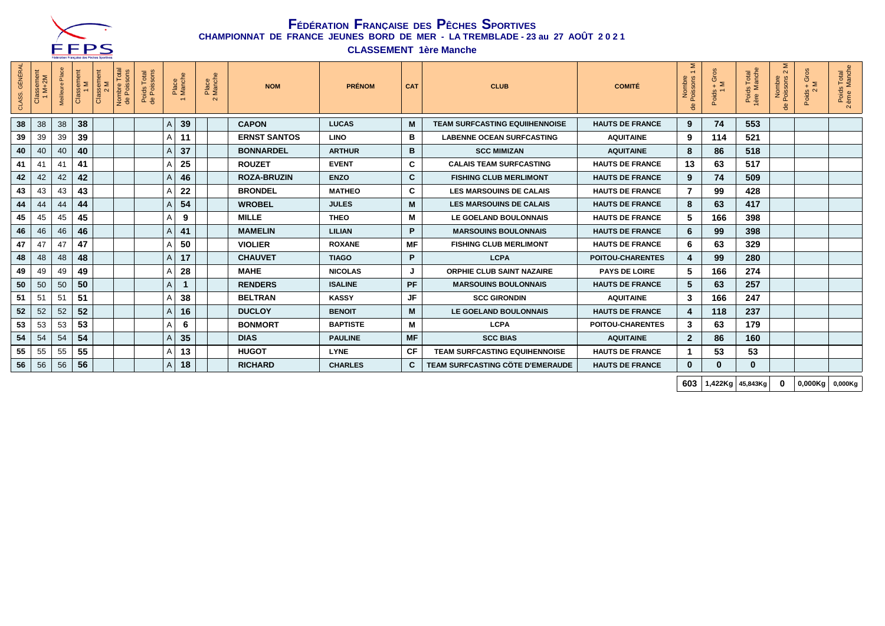# Fédération Française des Pêches Sportives

**CHAMPIONNAT DE FRANCE JEUNES BORD DE MER - LA TREMBLADE - 23 au 27 AOÛT 2021**

**CLASSEMENT 1ère Manche**

| CLASS. GÉNÉRAL | Classement 1 M+2M | Meilleure Place | Classement 1 M | Classement 2 M | Nombre Total de Poissons | Poids Total de Poissons | Place 1 Manche | | Place 2 Manche | | NOM | PRÉNOM | CAT | CLUB | COMITÉ | Nombre de Poissons 1 M | Poids + Gros 1 M | Poids Total 1ère Manche | Nombre de Poissons 2 M | Poids + Gros 2 M | Poids Total 2ème Manche |
|---|---|---|---|---|---|---|---|---|---|---|---|---|---|---|---|---|---|---|---|---|---|
| 38 | 38 | 38 | 38 | | | | A | 39 | | | CAPON | LUCAS | M | TEAM SURFCASTING EQUIIHENNOISE | HAUTS DE FRANCE | 9 | 74 | 553 | | | |
| 39 | 39 | 39 | 39 | | | | A | 11 | | | ERNST SANTOS | LINO | B | LABENNE OCEAN SURFCASTING | AQUITAINE | 9 | 114 | 521 | | | |
| 40 | 40 | 40 | 40 | | | | A | 37 | | | BONNARDEL | ARTHUR | B | SCC MIMIZAN | AQUITAINE | 8 | 86 | 518 | | | |
| 41 | 41 | 41 | 41 | | | | A | 25 | | | ROUZET | EVENT | C | CALAIS TEAM SURFCASTING | HAUTS DE FRANCE | 13 | 63 | 517 | | | |
| 42 | 42 | 42 | 42 | | | | A | 46 | | | ROZA-BRUZIN | ENZO | C | FISHING CLUB MERLIMONT | HAUTS DE FRANCE | 9 | 74 | 509 | | | |
| 43 | 43 | 43 | 43 | | | | A | 22 | | | BRONDEL | MATHEO | C | LES MARSOUINS DE CALAIS | HAUTS DE FRANCE | 7 | 99 | 428 | | | |
| 44 | 44 | 44 | 44 | | | | A | 54 | | | WROBEL | JULES | M | LES MARSOUINS DE CALAIS | HAUTS DE FRANCE | 8 | 63 | 417 | | | |
| 45 | 45 | 45 | 45 | | | | A | 9 | | | MILLE | THEO | M | LE GOELAND BOULONNAIS | HAUTS DE FRANCE | 5 | 166 | 398 | | | |
| 46 | 46 | 46 | 46 | | | | A | 41 | | | MAMELIN | LILIAN | P | MARSOUINS BOULONNAIS | HAUTS DE FRANCE | 6 | 99 | 398 | | | |
| 47 | 47 | 47 | 47 | | | | A | 50 | | | VIOLIER | ROXANE | MF | FISHING CLUB MERLIMONT | HAUTS DE FRANCE | 6 | 63 | 329 | | | |
| 48 | 48 | 48 | 48 | | | | A | 17 | | | CHAUVET | TIAGO | P | LCPA | POITOU-CHARENTES | 4 | 99 | 280 | | | |
| 49 | 49 | 49 | 49 | | | | A | 28 | | | MAHE | NICOLAS | J | ORPHIE CLUB SAINT NAZAIRE | PAYS DE LOIRE | 5 | 166 | 274 | | | |
| 50 | 50 | 50 | 50 | | | | A | 1 | | | RENDERS | ISALINE | PF | MARSOUINS BOULONNAIS | HAUTS DE FRANCE | 5 | 63 | 257 | | | |
| 51 | 51 | 51 | 51 | | | | A | 38 | | | BELTRAN | KASSY | JF | SCC GIRONDIN | AQUITAINE | 3 | 166 | 247 | | | |
| 52 | 52 | 52 | 52 | | | | A | 16 | | | DUCLOY | BENOIT | M | LE GOELAND BOULONNAIS | HAUTS DE FRANCE | 4 | 118 | 237 | | | |
| 53 | 53 | 53 | 53 | | | | A | 6 | | | BONMORT | BAPTISTE | M | LCPA | POITOU-CHARENTES | 3 | 63 | 179 | | | |
| 54 | 54 | 54 | 54 | | | | A | 35 | | | DIAS | PAULINE | MF | SCC BIAS | AQUITAINE | 2 | 86 | 160 | | | |
| 55 | 55 | 55 | 55 | | | | A | 13 | | | HUGOT | LYNE | CF | TEAM SURFCASTING EQUIHENNOISE | HAUTS DE FRANCE | 1 | 53 | 53 | | | |
| 56 | 56 | 56 | 56 | | | | A | 18 | | | RICHARD | CHARLES | C | TEAM SURFCASTING CÔTE D'EMERAUDE | HAUTS DE FRANCE | 0 | 0 | 0 | | | |
| | | | | | | | | | | | | | | | | 603 | 1,422Kg | 45,843Kg | 0 | 0,000Kg | 0,000Kg |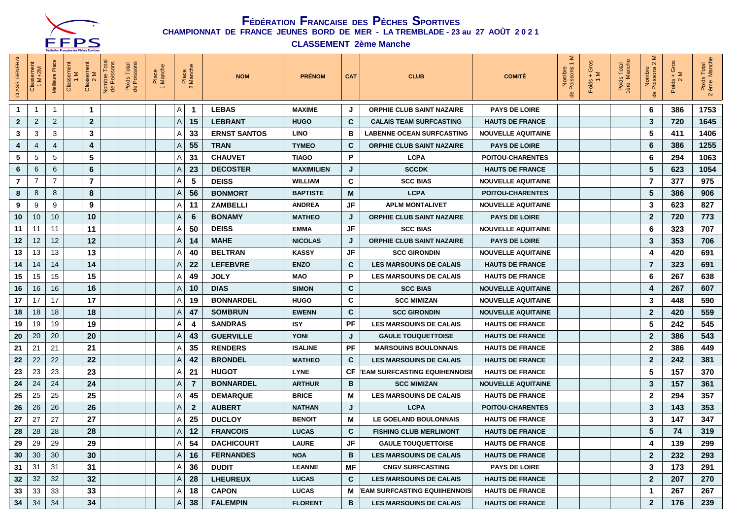# Fédération Française des Pêches Sportives

## CHAMPIONNAT DE FRANCE JEUNES BORD DE MER - LA TREMBLADE - 23 au 27 AOÛT 2 0 2 1

### CLASSEMENT 2ème Manche

| CLASS. GÉNÉRAL | Classement 1 M+2M | Meilleure Place | Classement 1 M | Classement 2 M | Nombre Total de Poissons | Poids Total de Poissons | Place 1 Manche | | Place 2 Manche | | NOM | PRÉNOM | CAT | CLUB | COMITÉ | Nombre de Poissons 1 M | Poids + Gros 1 M | Poids Total 1ère Manche | Nombre de Poissons 2 M | Poids + Gros 2 M | Poids Total 2 ème Manche |
|---|---|---|---|---|---|---|---|---|---|---|---|---|---|---|---|---|---|---|---|---|---|
| 1 | 1 | 1 | | 1 | | | | | A | 1 | LEBAS | MAXIME | J | ORPHIE CLUB SAINT NAZAIRE | PAYS DE LOIRE | | | | 6 | 386 | 1753 |
| 2 | 2 | 2 | | 2 | | | | | A | 15 | LEBRANT | HUGO | C | CALAIS TEAM SURFCASTING | HAUTS DE FRANCE | | | | 3 | 720 | 1645 |
| 3 | 3 | 3 | | 3 | | | | | A | 33 | ERNST SANTOS | LINO | B | LABENNE OCEAN SURFCASTING | NOUVELLE AQUITAINE | | | | 5 | 411 | 1406 |
| 4 | 4 | 4 | | 4 | | | | | A | 55 | TRAN | TYMEO | C | ORPHIE CLUB SAINT NAZAIRE | PAYS DE LOIRE | | | | 6 | 386 | 1255 |
| 5 | 5 | 5 | | 5 | | | | | A | 31 | CHAUVET | TIAGO | P | LCPA | POITOU-CHARENTES | | | | 6 | 294 | 1063 |
| 6 | 6 | 6 | | 6 | | | | | A | 23 | DECOSTER | MAXIMILIEN | J | SCCDK | HAUTS DE FRANCE | | | | 5 | 623 | 1054 |
| 7 | 7 | 7 | | 7 | | | | | A | 5 | DEISS | WILLIAM | C | SCC BIAS | NOUVELLE AQUITAINE | | | | 7 | 377 | 975 |
| 8 | 8 | 8 | | 8 | | | | | A | 56 | BONMORT | BAPTISTE | M | LCPA | POITOU-CHARENTES | | | | 5 | 386 | 906 |
| 9 | 9 | 9 | | 9 | | | | | A | 11 | ZAMBELLI | ANDREA | JF | APLM MONTALIVET | NOUVELLE AQUITAINE | | | | 3 | 623 | 827 |
| 10 | 10 | 10 | | 10 | | | | | A | 6 | BONAMY | MATHEO | J | ORPHIE CLUB SAINT NAZAIRE | PAYS DE LOIRE | | | | 2 | 720 | 773 |
| 11 | 11 | 11 | | 11 | | | | | A | 50 | DEISS | EMMA | JF | SCC BIAS | NOUVELLE AQUITAINE | | | | 6 | 323 | 707 |
| 12 | 12 | 12 | | 12 | | | | | A | 14 | MAHE | NICOLAS | J | ORPHIE CLUB SAINT NAZAIRE | PAYS DE LOIRE | | | | 3 | 353 | 706 |
| 13 | 13 | 13 | | 13 | | | | | A | 40 | BELTRAN | KASSY | JF | SCC GIRONDIN | NOUVELLE AQUITAINE | | | | 4 | 420 | 691 |
| 14 | 14 | 14 | | 14 | | | | | A | 22 | LEFEBVRE | ENZO | C | LES MARSOUINS DE CALAIS | HAUTS DE FRANCE | | | | 7 | 323 | 691 |
| 15 | 15 | 15 | | 15 | | | | | A | 49 | JOLY | MAO | P | LES MARSOUINS DE CALAIS | HAUTS DE FRANCE | | | | 6 | 267 | 638 |
| 16 | 16 | 16 | | 16 | | | | | A | 10 | DIAS | SIMON | C | SCC BIAS | NOUVELLE AQUITAINE | | | | 4 | 267 | 607 |
| 17 | 17 | 17 | | 17 | | | | | A | 19 | BONNARDEL | HUGO | C | SCC MIMIZAN | NOUVELLE AQUITAINE | | | | 3 | 448 | 590 |
| 18 | 18 | 18 | | 18 | | | | | A | 47 | SOMBRUN | EWENN | C | SCC GIRONDIN | NOUVELLE AQUITAINE | | | | 2 | 420 | 559 |
| 19 | 19 | 19 | | 19 | | | | | A | 4 | SANDRAS | ISY | PF | LES MARSOUINS DE CALAIS | HAUTS DE FRANCE | | | | 5 | 242 | 545 |
| 20 | 20 | 20 | | 20 | | | | | A | 43 | GUERVILLE | YONI | J | GAULE TOUQUETTOISE | HAUTS DE FRANCE | | | | 2 | 386 | 543 |
| 21 | 21 | 21 | | 21 | | | | | A | 35 | RENDERS | ISALINE | PF | MARSOUINS BOULONNAIS | HAUTS DE FRANCE | | | | 2 | 386 | 449 |
| 22 | 22 | 22 | | 22 | | | | | A | 42 | BRONDEL | MATHEO | C | LES MARSOUINS DE CALAIS | HAUTS DE FRANCE | | | | 2 | 242 | 381 |
| 23 | 23 | 23 | | 23 | | | | | A | 21 | HUGOT | LYNE | CF | 'EAM SURFCASTING EQUIHENNOISI | HAUTS DE FRANCE | | | | 5 | 157 | 370 |
| 24 | 24 | 24 | | 24 | | | | | A | 7 | BONNARDEL | ARTHUR | B | SCC MIMIZAN | NOUVELLE AQUITAINE | | | | 3 | 157 | 361 |
| 25 | 25 | 25 | | 25 | | | | | A | 45 | DEMARQUE | BRICE | M | LES MARSOUINS DE CALAIS | HAUTS DE FRANCE | | | | 2 | 294 | 357 |
| 26 | 26 | 26 | | 26 | | | | | A | 2 | AUBERT | NATHAN | J | LCPA | POITOU-CHARENTES | | | | 3 | 143 | 353 |
| 27 | 27 | 27 | | 27 | | | | | A | 25 | DUCLOY | BENOIT | M | LE GOELAND BOULONNAIS | HAUTS DE FRANCE | | | | 3 | 147 | 347 |
| 28 | 28 | 28 | | 28 | | | | | A | 12 | FRANCOIS | LUCAS | C | FISHING CLUB MERLIMONT | HAUTS DE FRANCE | | | | 5 | 74 | 319 |
| 29 | 29 | 29 | | 29 | | | | | A | 54 | DACHICOURT | LAURE | JF | GAULE TOUQUETTOISE | HAUTS DE FRANCE | | | | 4 | 139 | 299 |
| 30 | 30 | 30 | | 30 | | | | | A | 16 | FERNANDES | NOA | B | LES MARSOUINS DE CALAIS | HAUTS DE FRANCE | | | | 2 | 232 | 293 |
| 31 | 31 | 31 | | 31 | | | | | A | 36 | DUDIT | LEANNE | MF | CNGV SURFCASTING | PAYS DE LOIRE | | | | 3 | 173 | 291 |
| 32 | 32 | 32 | | 32 | | | | | A | 28 | LHEUREUX | LUCAS | C | LES MARSOUINS DE CALAIS | HAUTS DE FRANCE | | | | 2 | 207 | 270 |
| 33 | 33 | 33 | | 33 | | | | | A | 18 | CAPON | LUCAS | M | 'EAM SURFCASTING EQUIIHENNOISI | HAUTS DE FRANCE | | | | 1 | 267 | 267 |
| 34 | 34 | 34 | | 34 | | | | | A | 38 | FALEMPIN | FLORENT | B | LES MARSOUINS DE CALAIS | HAUTS DE FRANCE | | | | 2 | 176 | 239 |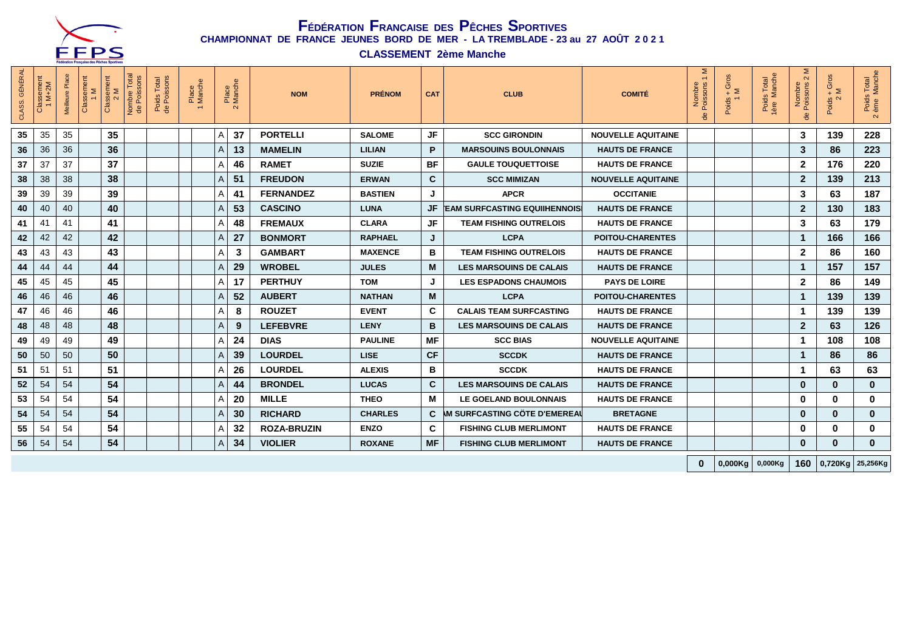# Fédération Française des Pêches Sportives

**CHAMPIONNAT DE FRANCE JEUNES BORD DE MER - LA TREMBLADE - 23 au 27 AOÛT 2021**

**CLASSEMENT 2ème Manche**

| CLASS. GÉNÉRAL | Classement 1 M+2M | Meilleure Place | Classement 1 M | Classement 2 M | Nombre Total de Poissons | Poids Total de Poissons | Place 1 Manche | | Place 2 Manche | | NOM | PRÉNOM | CAT | CLUB | COMITÉ | Nombre de Poissons 1 M | Poids + Gros 1 M | Poids Total 1ère Manche | Nombre de Poissons 2 M | Poids + Gros 2 M | Poids Total 2 ème Manche |
|---|---|---|---|---|---|---|---|---|---|---|---|---|---|---|---|---|---|---|---|---|---|
| 35 | 35 | 35 | | 35 | | | | | A | 37 | PORTELLI | SALOME | JF | SCC GIRONDIN | NOUVELLE AQUITAINE | | | | 3 | 139 | 228 |
| 36 | 36 | 36 | | 36 | | | | | A | 13 | MAMELIN | LILIAN | P | MARSOUINS BOULONNAIS | HAUTS DE FRANCE | | | | 3 | 86 | 223 |
| 37 | 37 | 37 | | 37 | | | | | A | 46 | RAMET | SUZIE | BF | GAULE TOUQUETTOISE | HAUTS DE FRANCE | | | | 2 | 176 | 220 |
| 38 | 38 | 38 | | 38 | | | | | A | 51 | FREUDON | ERWAN | C | SCC MIMIZAN | NOUVELLE AQUITAINE | | | | 2 | 139 | 213 |
| 39 | 39 | 39 | | 39 | | | | | A | 41 | FERNANDEZ | BASTIEN | J | APCR | OCCITANIE | | | | 3 | 63 | 187 |
| 40 | 40 | 40 | | 40 | | | | | A | 53 | CASCINO | LUNA | JF | EAM SURFCASTING EQUIIHENNOIS | HAUTS DE FRANCE | | | | 2 | 130 | 183 |
| 41 | 41 | 41 | | 41 | | | | | A | 48 | FREMAUX | CLARA | JF | TEAM FISHING OUTRELOIS | HAUTS DE FRANCE | | | | 3 | 63 | 179 |
| 42 | 42 | 42 | | 42 | | | | | A | 27 | BONMORT | RAPHAEL | J | LCPA | POITOU-CHARENTES | | | | 1 | 166 | 166 |
| 43 | 43 | 43 | | 43 | | | | | A | 3 | GAMBART | MAXENCE | B | TEAM FISHING OUTRELOIS | HAUTS DE FRANCE | | | | 2 | 86 | 160 |
| 44 | 44 | 44 | | 44 | | | | | A | 29 | WROBEL | JULES | M | LES MARSOUINS DE CALAIS | HAUTS DE FRANCE | | | | 1 | 157 | 157 |
| 45 | 45 | 45 | | 45 | | | | | A | 17 | PERTHUY | TOM | J | LES ESPADONS CHAUMOIS | PAYS DE LOIRE | | | | 2 | 86 | 149 |
| 46 | 46 | 46 | | 46 | | | | | A | 52 | AUBERT | NATHAN | M | LCPA | POITOU-CHARENTES | | | | 1 | 139 | 139 |
| 47 | 46 | 46 | | 46 | | | | | A | 8 | ROUZET | EVENT | C | CALAIS TEAM SURFCASTING | HAUTS DE FRANCE | | | | 1 | 139 | 139 |
| 48 | 48 | 48 | | 48 | | | | | A | 9 | LEFEBVRE | LENY | B | LES MARSOUINS DE CALAIS | HAUTS DE FRANCE | | | | 2 | 63 | 126 |
| 49 | 49 | 49 | | 49 | | | | | A | 24 | DIAS | PAULINE | MF | SCC BIAS | NOUVELLE AQUITAINE | | | | 1 | 108 | 108 |
| 50 | 50 | 50 | | 50 | | | | | A | 39 | LOURDEL | LISE | CF | SCCDK | HAUTS DE FRANCE | | | | 1 | 86 | 86 |
| 51 | 51 | 51 | | 51 | | | | | A | 26 | LOURDEL | ALEXIS | B | SCCDK | HAUTS DE FRANCE | | | | 1 | 63 | 63 |
| 52 | 54 | 54 | | 54 | | | | | A | 44 | BRONDEL | LUCAS | C | LES MARSOUINS DE CALAIS | HAUTS DE FRANCE | | | | 0 | 0 | 0 |
| 53 | 54 | 54 | | 54 | | | | | A | 20 | MILLE | THEO | M | LE GOELAND BOULONNAIS | HAUTS DE FRANCE | | | | 0 | 0 | 0 |
| 54 | 54 | 54 | | 54 | | | | | A | 30 | RICHARD | CHARLES | C | M SURFCASTING CÔTE D'EMEREAU | BRETAGNE | | | | 0 | 0 | 0 |
| 55 | 54 | 54 | | 54 | | | | | A | 32 | ROZA-BRUZIN | ENZO | C | FISHING CLUB MERLIMONT | HAUTS DE FRANCE | | | | 0 | 0 | 0 |
| 56 | 54 | 54 | | 54 | | | | | A | 34 | VIOLIER | ROXANE | MF | FISHING CLUB MERLIMONT | HAUTS DE FRANCE | | | | 0 | 0 | 0 |
| | | | | | | | | | | | | | | | | 0 | 0,000Kg | 0,000Kg | 160 | 0,720Kg | 25,256Kg |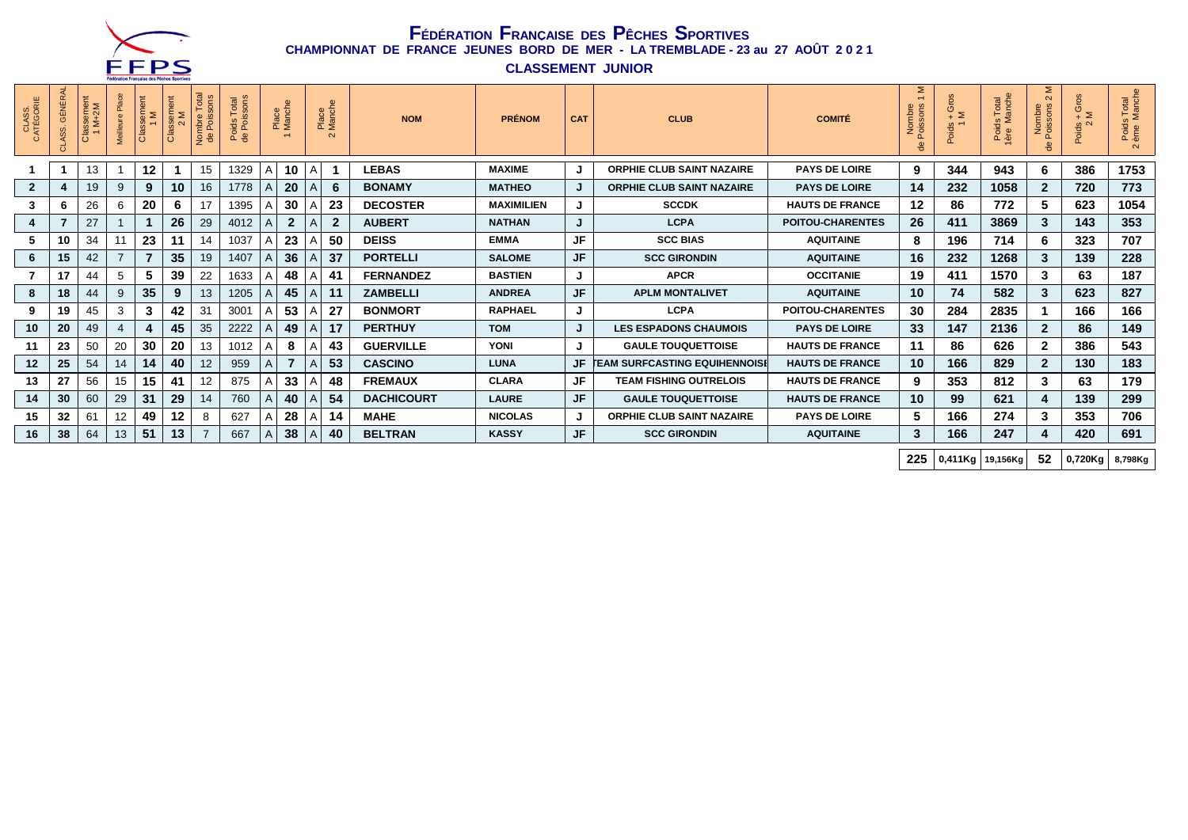# Fédération Française des Pêches Sportives

## CHAMPIONNAT DE FRANCE JEUNES BORD DE MER - LA TREMBLADE - 23 au 27 AOÛT 2 0 2 1

### CLASSEMENT JUNIOR

| CLASS. CATÉGORIE | CLASS. GÉNÉRAL | Classement 1 M+2M | Meilleure Place | Classement 1 M | Classement 2 M | Nombre Total de Poissons | Poids Total de Poissons | Place 1 Manche | | Place 2 Manche | | NOM | PRÉNOM | CAT | CLUB | COMITÉ | Nombre de Poissons 1 M | Poids + Gros 1 M | Poids Total 1ère Manche | Nombre de Poissons 2 M | Poids + Gros 2 M | Poids Total 2 ème Manche |
|---|---|---|---|---|---|---|---|---|---|---|---|---|---|---|---|---|---|---|---|---|---|---|
| 1 | 1 | 13 | 1 | 12 | 1 | 15 | 1329 | A | 10 | A | 1 | LEBAS | MAXIME | J | ORPHIE CLUB SAINT NAZAIRE | PAYS DE LOIRE | 9 | 344 | 943 | 6 | 386 | 1753 |
| 2 | 4 | 19 | 9 | 9 | 10 | 16 | 1778 | A | 20 | A | 6 | BONAMY | MATHEO | J | ORPHIE CLUB SAINT NAZAIRE | PAYS DE LOIRE | 14 | 232 | 1058 | 2 | 720 | 773 |
| 3 | 6 | 26 | 6 | 20 | 6 | 17 | 1395 | A | 30 | A | 23 | DECOSTER | MAXIMILIEN | J | SCCDK | HAUTS DE FRANCE | 12 | 86 | 772 | 5 | 623 | 1054 |
| 4 | 7 | 27 | 1 | 1 | 26 | 29 | 4012 | A | 2 | A | 2 | AUBERT | NATHAN | J | LCPA | POITOU-CHARENTES | 26 | 411 | 3869 | 3 | 143 | 353 |
| 5 | 10 | 34 | 11 | 23 | 11 | 14 | 1037 | A | 23 | A | 50 | DEISS | EMMA | JF | SCC BIAS | AQUITAINE | 8 | 196 | 714 | 6 | 323 | 707 |
| 6 | 15 | 42 | 7 | 7 | 35 | 19 | 1407 | A | 36 | A | 37 | PORTELLI | SALOME | JF | SCC GIRONDIN | AQUITAINE | 16 | 232 | 1268 | 3 | 139 | 228 |
| 7 | 17 | 44 | 5 | 5 | 39 | 22 | 1633 | A | 48 | A | 41 | FERNANDEZ | BASTIEN | J | APCR | OCCITANIE | 19 | 411 | 1570 | 3 | 63 | 187 |
| 8 | 18 | 44 | 9 | 35 | 9 | 13 | 1205 | A | 45 | A | 11 | ZAMBELLI | ANDREA | JF | APLM MONTALIVET | AQUITAINE | 10 | 74 | 582 | 3 | 623 | 827 |
| 9 | 19 | 45 | 3 | 3 | 42 | 31 | 3001 | A | 53 | A | 27 | BONMORT | RAPHAEL | J | LCPA | POITOU-CHARENTES | 30 | 284 | 2835 | 1 | 166 | 166 |
| 10 | 20 | 49 | 4 | 4 | 45 | 35 | 2222 | A | 49 | A | 17 | PERTHUY | TOM | J | LES ESPADONS CHAUMOIS | PAYS DE LOIRE | 33 | 147 | 2136 | 2 | 86 | 149 |
| 11 | 23 | 50 | 20 | 30 | 20 | 13 | 1012 | A | 8 | A | 43 | GUERVILLE | YONI | J | GAULE TOUQUETTOISE | HAUTS DE FRANCE | 11 | 86 | 626 | 2 | 386 | 543 |
| 12 | 25 | 54 | 14 | 14 | 40 | 12 | 959 | A | 7 | A | 53 | CASCINO | LUNA | JF | TEAM SURFCASTING EQUIHENNOISE | HAUTS DE FRANCE | 10 | 166 | 829 | 2 | 130 | 183 |
| 13 | 27 | 56 | 15 | 15 | 41 | 12 | 875 | A | 33 | A | 48 | FREMAUX | CLARA | JF | TEAM FISHING OUTRELOIS | HAUTS DE FRANCE | 9 | 353 | 812 | 3 | 63 | 179 |
| 14 | 30 | 60 | 29 | 31 | 29 | 14 | 760 | A | 40 | A | 54 | DACHICOURT | LAURE | JF | GAULE TOUQUETTOISE | HAUTS DE FRANCE | 10 | 99 | 621 | 4 | 139 | 299 |
| 15 | 32 | 61 | 12 | 49 | 12 | 8 | 627 | A | 28 | A | 14 | MAHE | NICOLAS | J | ORPHIE CLUB SAINT NAZAIRE | PAYS DE LOIRE | 5 | 166 | 274 | 3 | 353 | 706 |
| 16 | 38 | 64 | 13 | 51 | 13 | 7 | 667 | A | 38 | A | 40 | BELTRAN | KASSY | JF | SCC GIRONDIN | AQUITAINE | 3 | 166 | 247 | 4 | 420 | 691 |
| | | | | | | | | | | | | | | | | | 225 | 0,411Kg | 19,156Kg | 52 | 0,720Kg | 8,798Kg |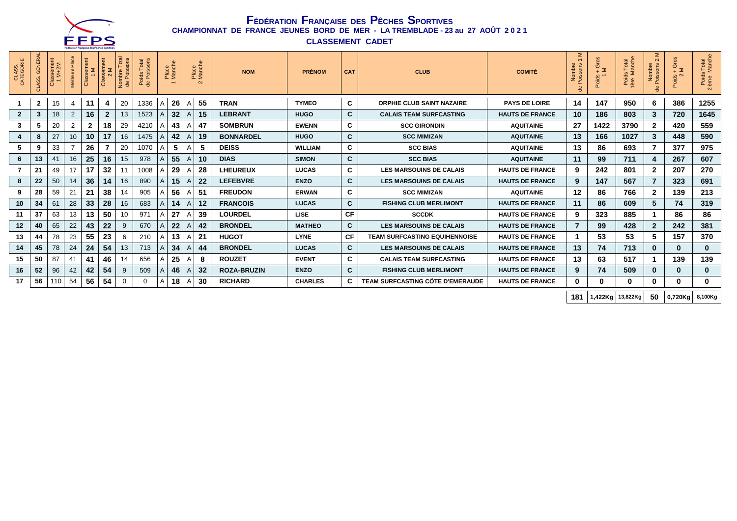# Fédération Française des Pêches Sportives

## CHAMPIONNAT DE FRANCE JEUNES BORD DE MER - LA TREMBLADE - 23 au 27 AOÛT 2 0 2 1

## CLASSEMENT CADET

| CLASS. CATÉGORIE | CLASS. GÉNÉRAL | Classement 1 M+2M | Meilleure Place | Classement 1 M | Classement 2 M | Nombre Total de Poissons | Poids Total de Poissons | Place 1 Manche | | Place 2 Manche | | NOM | PRÉNOM | CAT | CLUB | COMITÉ | Nombre de Poissons 1 M | Poids + Gros 1 M | Poids Total 1ère Manche | Nombre de Poissons 2 M | Poids + Gros 2 M | Poids Total 2 ème Manche |
|---|---|---|---|---|---|---|---|---|---|---|---|---|---|---|---|---|---|---|---|---|---|---|
| 1 | 2 | 15 | 4 | 11 | 4 | 20 | 1336 | A | 26 | A | 55 | TRAN | TYMEO | C | ORPHIE CLUB SAINT NAZAIRE | PAYS DE LOIRE | 14 | 147 | 950 | 6 | 386 | 1255 |
| 2 | 3 | 18 | 2 | 16 | 2 | 13 | 1523 | A | 32 | A | 15 | LEBRANT | HUGO | C | CALAIS TEAM SURFCASTING | HAUTS DE FRANCE | 10 | 186 | 803 | 3 | 720 | 1645 |
| 3 | 5 | 20 | 2 | 2 | 18 | 29 | 4210 | A | 43 | A | 47 | SOMBRUN | EWENN | C | SCC GIRONDIN | AQUITAINE | 27 | 1422 | 3790 | 2 | 420 | 559 |
| 4 | 8 | 27 | 10 | 10 | 17 | 16 | 1475 | A | 42 | A | 19 | BONNARDEL | HUGO | C | SCC MIMIZAN | AQUITAINE | 13 | 166 | 1027 | 3 | 448 | 590 |
| 5 | 9 | 33 | 7 | 26 | 7 | 20 | 1070 | A | 5 | A | 5 | DEISS | WILLIAM | C | SCC BIAS | AQUITAINE | 13 | 86 | 693 | 7 | 377 | 975 |
| 6 | 13 | 41 | 16 | 25 | 16 | 15 | 978 | A | 55 | A | 10 | DIAS | SIMON | C | SCC BIAS | AQUITAINE | 11 | 99 | 711 | 4 | 267 | 607 |
| 7 | 21 | 49 | 17 | 17 | 32 | 11 | 1008 | A | 29 | A | 28 | LHEUREUX | LUCAS | C | LES MARSOUINS DE CALAIS | HAUTS DE FRANCE | 9 | 242 | 801 | 2 | 207 | 270 |
| 8 | 22 | 50 | 14 | 36 | 14 | 16 | 890 | A | 15 | A | 22 | LEFEBVRE | ENZO | C | LES MARSOUINS DE CALAIS | HAUTS DE FRANCE | 9 | 147 | 567 | 7 | 323 | 691 |
| 9 | 28 | 59 | 21 | 21 | 38 | 14 | 905 | A | 56 | A | 51 | FREUDON | ERWAN | C | SCC MIMIZAN | AQUITAINE | 12 | 86 | 766 | 2 | 139 | 213 |
| 10 | 34 | 61 | 28 | 33 | 28 | 16 | 683 | A | 14 | A | 12 | FRANCOIS | LUCAS | C | FISHING CLUB MERLIMONT | HAUTS DE FRANCE | 11 | 86 | 609 | 5 | 74 | 319 |
| 11 | 37 | 63 | 13 | 13 | 50 | 10 | 971 | A | 27 | A | 39 | LOURDEL | LISE | CF | SCCDK | HAUTS DE FRANCE | 9 | 323 | 885 | 1 | 86 | 86 |
| 12 | 40 | 65 | 22 | 43 | 22 | 9 | 670 | A | 22 | A | 42 | BRONDEL | MATHEO | C | LES MARSOUINS DE CALAIS | HAUTS DE FRANCE | 7 | 99 | 428 | 2 | 242 | 381 |
| 13 | 44 | 78 | 23 | 55 | 23 | 6 | 210 | A | 13 | A | 21 | HUGOT | LYNE | CF | TEAM SURFCASTING EQUIHENNOISE | HAUTS DE FRANCE | 1 | 53 | 53 | 5 | 157 | 370 |
| 14 | 45 | 78 | 24 | 24 | 54 | 13 | 713 | A | 34 | A | 44 | BRONDEL | LUCAS | C | LES MARSOUINS DE CALAIS | HAUTS DE FRANCE | 13 | 74 | 713 | 0 | 0 | 0 |
| 15 | 50 | 87 | 41 | 41 | 46 | 14 | 656 | A | 25 | A | 8 | ROUZET | EVENT | C | CALAIS TEAM SURFCASTING | HAUTS DE FRANCE | 13 | 63 | 517 | 1 | 139 | 139 |
| 16 | 52 | 96 | 42 | 42 | 54 | 9 | 509 | A | 46 | A | 32 | ROZA-BRUZIN | ENZO | C | FISHING CLUB MERLIMONT | HAUTS DE FRANCE | 9 | 74 | 509 | 0 | 0 | 0 |
| 17 | 56 | 110 | 54 | 56 | 54 | 0 | 0 | A | 18 | A | 30 | RICHARD | CHARLES | C | TEAM SURFCASTING CÔTE D'EMERAUDE | HAUTS DE FRANCE | 0 | 0 | 0 | 0 | 0 | 0 |
| | | | | | | | | | | | | | | | | | 181 | 1,422Kg | 13,822Kg | 50 | 0,720Kg | 8,100Kg |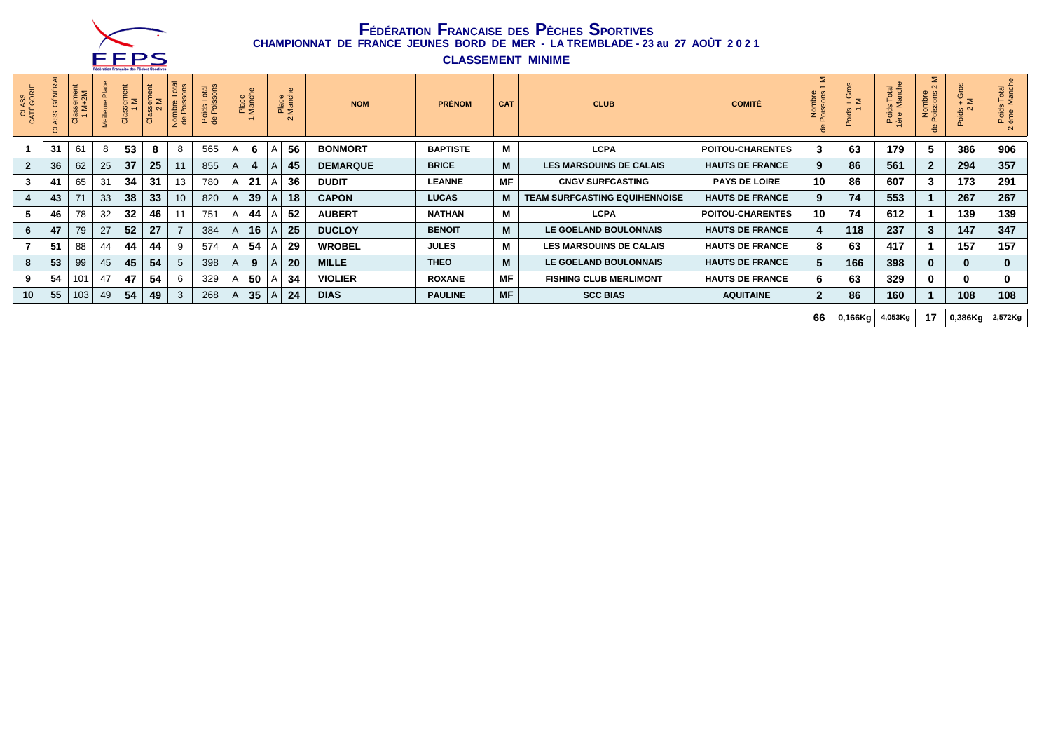# FÉDÉRATION FRANÇAISE DES PÊCHES SPORTIVES

**CHAMPIONNAT DE FRANCE JEUNES BORD DE MER - LA TREMBLADE - 23 au 27 AOÛT 2021**

**CLASSEMENT MINIME**

| CLASS. CATÉGORIE | CLASS. GÉNÉRAL | Classement 1 M+2M | Meilleure Place | Classement 1 M | Classement 2 M | Nombre Total de Poissons | Poids Total de Poissons | Place 1 Manche | | Place 2 Manche | | NOM | PRÉNOM | CAT | CLUB | COMITÉ | Nombre de Poissons 1 M | Poids + Gros 1 M | Poids Total 1ère Manche | Nombre de Poissons 2 M | Poids + Gros 2 M | Poids Total 2 ème Manche |
|---|---|---|---|---|---|---|---|---|---|---|---|---|---|---|---|---|---|---|---|---|---|---|
| 1 | 31 | 61 | 8 | 53 | 8 | 8 | 565 | A | 6 | A | 56 | BONMORT | BAPTISTE | M | LCPA | POITOU-CHARENTES | 3 | 63 | 179 | 5 | 386 | 906 |
| 2 | 36 | 62 | 25 | 37 | 25 | 11 | 855 | A | 4 | A | 45 | DEMARQUE | BRICE | M | LES MARSOUINS DE CALAIS | HAUTS DE FRANCE | 9 | 86 | 561 | 2 | 294 | 357 |
| 3 | 41 | 65 | 31 | 34 | 31 | 13 | 780 | A | 21 | A | 36 | DUDIT | LEANNE | MF | CNGV SURFCASTING | PAYS DE LOIRE | 10 | 86 | 607 | 3 | 173 | 291 |
| 4 | 43 | 71 | 33 | 38 | 33 | 10 | 820 | A | 39 | A | 18 | CAPON | LUCAS | M | TEAM SURFCASTING EQUIHENNOISE | HAUTS DE FRANCE | 9 | 74 | 553 | 1 | 267 | 267 |
| 5 | 46 | 78 | 32 | 32 | 46 | 11 | 751 | A | 44 | A | 52 | AUBERT | NATHAN | M | LCPA | POITOU-CHARENTES | 10 | 74 | 612 | 1 | 139 | 139 |
| 6 | 47 | 79 | 27 | 52 | 27 | 7 | 384 | A | 16 | A | 25 | DUCLOY | BENOIT | M | LE GOELAND BOULONNAIS | HAUTS DE FRANCE | 4 | 118 | 237 | 3 | 147 | 347 |
| 7 | 51 | 88 | 44 | 44 | 44 | 9 | 574 | A | 54 | A | 29 | WROBEL | JULES | M | LES MARSOUINS DE CALAIS | HAUTS DE FRANCE | 8 | 63 | 417 | 1 | 157 | 157 |
| 8 | 53 | 99 | 45 | 45 | 54 | 5 | 398 | A | 9 | A | 20 | MILLE | THEO | M | LE GOELAND BOULONNAIS | HAUTS DE FRANCE | 5 | 166 | 398 | 0 | 0 | 0 |
| 9 | 54 | 101 | 47 | 47 | 54 | 6 | 329 | A | 50 | A | 34 | VIOLIER | ROXANE | MF | FISHING CLUB MERLIMONT | HAUTS DE FRANCE | 6 | 63 | 329 | 0 | 0 | 0 |
| 10 | 55 | 103 | 49 | 54 | 49 | 3 | 268 | A | 35 | A | 24 | DIAS | PAULINE | MF | SCC BIAS | AQUITAINE | 2 | 86 | 160 | 1 | 108 | 108 |
| | | | | | | | | | | | | | | | | | 66 | 0,166Kg | 4,053Kg | 17 | 0,386Kg | 2,572Kg |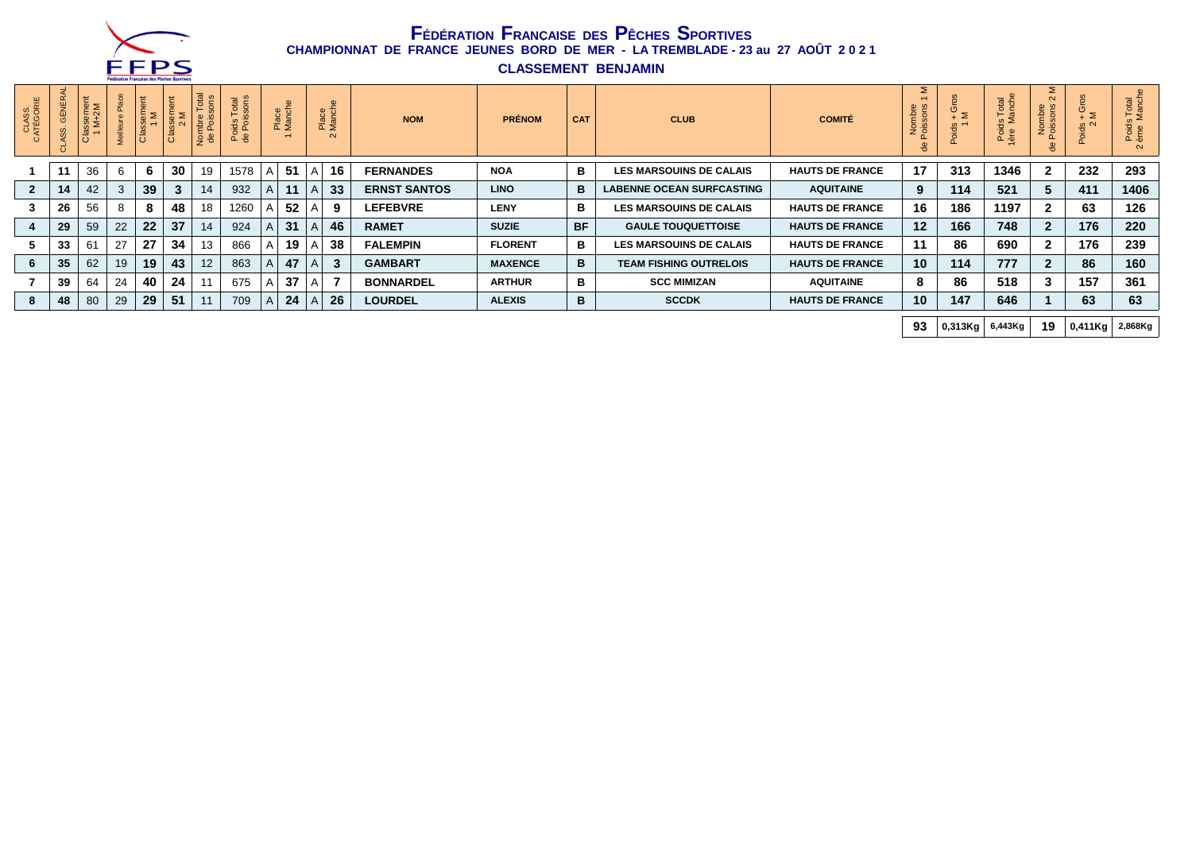# Fédération Française des Pêches Sportives

## CHAMPIONNAT DE FRANCE JEUNES BORD DE MER - LA TREMBLADE - 23 au 27 AOÛT 2021

### CLASSEMENT BENJAMIN

| CLASS. CATÉGORIE | CLASS. GÉNÉRAL | Classement 1 M+2M | Meilleure Place | Classement 1 M | Classement 2 M | Nombre Total de Poissons | Poids Total de Poissons | Place 1 Manche | | Place 2 Manche | | NOM | PRÉNOM | CAT | CLUB | COMITÉ | Nombre de Poissons 1 M | Poids + Gros 1 M | Poids Total 1ère Manche | Nombre de Poissons 2 M | Poids + Gros 2 M | Poids Total 2 ème Manche |
|---|---|---|---|---|---|---|---|---|---|---|---|---|---|---|---|---|---|---|---|---|---|---|
| 1 | 11 | 36 | 6 | 6 | 30 | 19 | 1578 | A | 51 | A | 16 | FERNANDES | NOA | B | LES MARSOUINS DE CALAIS | HAUTS DE FRANCE | 17 | 313 | 1346 | 2 | 232 | 293 |
| 2 | 14 | 42 | 3 | 39 | 3 | 14 | 932 | A | 11 | A | 33 | ERNST SANTOS | LINO | B | LABENNE OCEAN SURFCASTING | AQUITAINE | 9 | 114 | 521 | 5 | 411 | 1406 |
| 3 | 26 | 56 | 8 | 8 | 48 | 18 | 1260 | A | 52 | A | 9 | LEFEBVRE | LENY | B | LES MARSOUINS DE CALAIS | HAUTS DE FRANCE | 16 | 186 | 1197 | 2 | 63 | 126 |
| 4 | 29 | 59 | 22 | 22 | 37 | 14 | 924 | A | 31 | A | 46 | RAMET | SUZIE | BF | GAULE TOUQUETTOISE | HAUTS DE FRANCE | 12 | 166 | 748 | 2 | 176 | 220 |
| 5 | 33 | 61 | 27 | 27 | 34 | 13 | 866 | A | 19 | A | 38 | FALEMPIN | FLORENT | B | LES MARSOUINS DE CALAIS | HAUTS DE FRANCE | 11 | 86 | 690 | 2 | 176 | 239 |
| 6 | 35 | 62 | 19 | 19 | 43 | 12 | 863 | A | 47 | A | 3 | GAMBART | MAXENCE | B | TEAM FISHING OUTRELOIS | HAUTS DE FRANCE | 10 | 114 | 777 | 2 | 86 | 160 |
| 7 | 39 | 64 | 24 | 40 | 24 | 11 | 675 | A | 37 | A | 7 | BONNARDEL | ARTHUR | B | SCC MIMIZAN | AQUITAINE | 8 | 86 | 518 | 3 | 157 | 361 |
| 8 | 48 | 80 | 29 | 29 | 51 | 11 | 709 | A | 24 | A | 26 | LOURDEL | ALEXIS | B | SCCDK | HAUTS DE FRANCE | 10 | 147 | 646 | 1 | 63 | 63 |
| | | | | | | | | | | | | | | | | | 93 | 0,313Kg | 6,443Kg | 19 | 0,411Kg | 2,868Kg |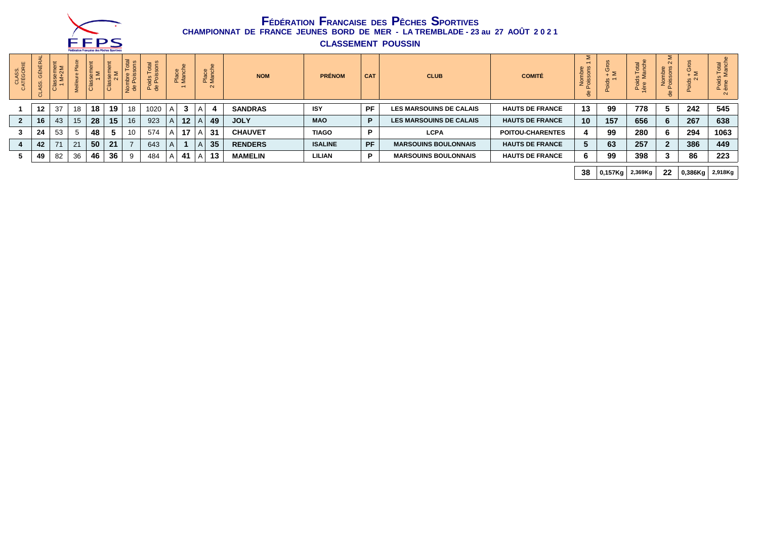# FÉDÉRATION FRANÇAISE DES PÊCHES SPORTIVES

## CHAMPIONNAT DE FRANCE JEUNES BORD DE MER - LA TREMBLADE - 23 au 27 AOÛT 2 0 2 1

### CLASSEMENT POUSSIN

| CLASS. CATÉGORIE | CLASS. GÉNÉRAL | Classement 1 M+2M | Meilleure Place | Classement 1 M | Classement 2 M | Nombre Total de Poissons | Poids Total de Poissons | Place 1 Manche | | Place 2 Manche | | NOM | PRÉNOM | CAT | CLUB | COMITÉ | Nombre de Poissons 1 M | Poids + Gros 1 M | Poids Total 1ère Manche | Nombre de Poissons 2 M | Poids + Gros 2 M | Poids Total 2 ème Manche |
|---|---|---|---|---|---|---|---|---|---|---|---|---|---|---|---|---|---|---|---|---|---|---|
| 1 | 12 | 37 | 18 | 18 | 19 | 18 | 1020 | A | 3 | A | 4 | SANDRAS | ISY | PF | LES MARSOUINS DE CALAIS | HAUTS DE FRANCE | 13 | 99 | 778 | 5 | 242 | 545 |
| 2 | 16 | 43 | 15 | 28 | 15 | 16 | 923 | A | 12 | A | 49 | JOLY | MAO | P | LES MARSOUINS DE CALAIS | HAUTS DE FRANCE | 10 | 157 | 656 | 6 | 267 | 638 |
| 3 | 24 | 53 | 5 | 48 | 5 | 10 | 574 | A | 17 | A | 31 | CHAUVET | TIAGO | P | LCPA | POITOU-CHARENTES | 4 | 99 | 280 | 6 | 294 | 1063 |
| 4 | 42 | 71 | 21 | 50 | 21 | 7 | 643 | A | 1 | A | 35 | RENDERS | ISALINE | PF | MARSOUINS BOULONNAIS | HAUTS DE FRANCE | 5 | 63 | 257 | 2 | 386 | 449 |
| 5 | 49 | 82 | 36 | 46 | 36 | 9 | 484 | A | 41 | A | 13 | MAMELIN | LILIAN | P | MARSOUINS BOULONNAIS | HAUTS DE FRANCE | 6 | 99 | 398 | 3 | 86 | 223 |
| | | | | | | | | | | | | | | | | | 38 | 0,157Kg | 2,369Kg | 22 | 0,386Kg | 2,918Kg |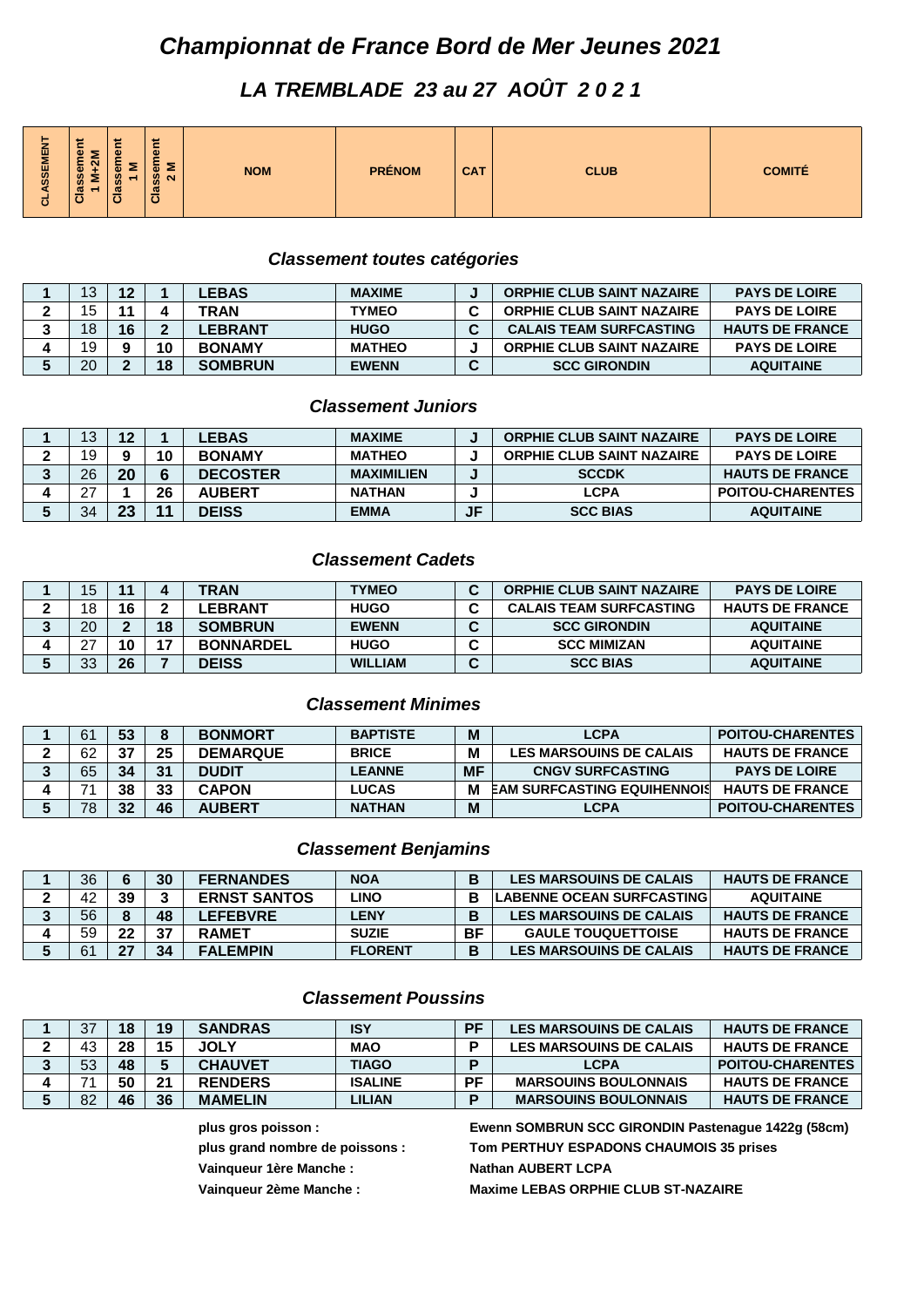# Championnat de France Bord de Mer Jeunes 2021

## LA TREMBLADE 23 au 27 AOÛT 2 0 2 1

| CLASSEMENT | Classement 1 M+2M | Classement 1 M | Classement 2 M | NOM | PRÉNOM | CAT | CLUB | COMITÉ |
|---|---|---|---|---|---|---|---|---|

### Classement toutes catégories

| CLASSEMENT | Classement 1 M+2M | Classement 1 M | Classement 2 M | NOM | PRÉNOM | CAT | CLUB | COMITÉ |
|---|---|---|---|---|---|---|---|---|
| 1 | 13 | 12 | 1 | LEBAS | MAXIME | J | ORPHIE CLUB SAINT NAZAIRE | PAYS DE LOIRE |
| 2 | 15 | 11 | 4 | TRAN | TYMEO | C | ORPHIE CLUB SAINT NAZAIRE | PAYS DE LOIRE |
| 3 | 18 | 16 | 2 | LEBRANT | HUGO | C | CALAIS TEAM SURFCASTING | HAUTS DE FRANCE |
| 4 | 19 | 9 | 10 | BONAMY | MATHEO | J | ORPHIE CLUB SAINT NAZAIRE | PAYS DE LOIRE |
| 5 | 20 | 2 | 18 | SOMBRUN | EWENN | C | SCC GIRONDIN | AQUITAINE |

### Classement Juniors

| CLASSEMENT | Classement 1 M+2M | Classement 1 M | Classement 2 M | NOM | PRÉNOM | CAT | CLUB | COMITÉ |
|---|---|---|---|---|---|---|---|---|
| 1 | 13 | 12 | 1 | LEBAS | MAXIME | J | ORPHIE CLUB SAINT NAZAIRE | PAYS DE LOIRE |
| 2 | 19 | 9 | 10 | BONAMY | MATHEO | J | ORPHIE CLUB SAINT NAZAIRE | PAYS DE LOIRE |
| 3 | 26 | 20 | 6 | DECOSTER | MAXIMILIEN | J | SCCDK | HAUTS DE FRANCE |
| 4 | 27 | 1 | 26 | AUBERT | NATHAN | J | LCPA | POITOU-CHARENTES |
| 5 | 34 | 23 | 11 | DEISS | EMMA | JF | SCC BIAS | AQUITAINE |

### Classement Cadets

| CLASSEMENT | Classement 1 M+2M | Classement 1 M | Classement 2 M | NOM | PRÉNOM | CAT | CLUB | COMITÉ |
|---|---|---|---|---|---|---|---|---|
| 1 | 15 | 11 | 4 | TRAN | TYMEO | C | ORPHIE CLUB SAINT NAZAIRE | PAYS DE LOIRE |
| 2 | 18 | 16 | 2 | LEBRANT | HUGO | C | CALAIS TEAM SURFCASTING | HAUTS DE FRANCE |
| 3 | 20 | 2 | 18 | SOMBRUN | EWENN | C | SCC GIRONDIN | AQUITAINE |
| 4 | 27 | 10 | 17 | BONNARDEL | HUGO | C | SCC MIMIZAN | AQUITAINE |
| 5 | 33 | 26 | 7 | DEISS | WILLIAM | C | SCC BIAS | AQUITAINE |

### Classement Minimes

| CLASSEMENT | Classement 1 M+2M | Classement 1 M | Classement 2 M | NOM | PRÉNOM | CAT | CLUB | COMITÉ |
|---|---|---|---|---|---|---|---|---|
| 1 | 61 | 53 | 8 | BONMORT | BAPTISTE | M | LCPA | POITOU-CHARENTES |
| 2 | 62 | 37 | 25 | DEMARQUE | BRICE | M | LES MARSOUINS DE CALAIS | HAUTS DE FRANCE |
| 3 | 65 | 34 | 31 | DUDIT | LEANNE | MF | CNGV SURFCASTING | PAYS DE LOIRE |
| 4 | 71 | 38 | 33 | CAPON | LUCAS | M | EAM SURFCASTING EQUIHENNOIS | HAUTS DE FRANCE |
| 5 | 78 | 32 | 46 | AUBERT | NATHAN | M | LCPA | POITOU-CHARENTES |

### Classement Benjamins

| CLASSEMENT | Classement 1 M+2M | Classement 1 M | Classement 2 M | NOM | PRÉNOM | CAT | CLUB | COMITÉ |
|---|---|---|---|---|---|---|---|---|
| 1 | 36 | 6 | 30 | FERNANDES | NOA | B | LES MARSOUINS DE CALAIS | HAUTS DE FRANCE |
| 2 | 42 | 39 | 3 | ERNST SANTOS | LINO | B | LABENNE OCEAN SURFCASTING | AQUITAINE |
| 3 | 56 | 8 | 48 | LEFEBVRE | LENY | B | LES MARSOUINS DE CALAIS | HAUTS DE FRANCE |
| 4 | 59 | 22 | 37 | RAMET | SUZIE | BF | GAULE TOUQUETTOISE | HAUTS DE FRANCE |
| 5 | 61 | 27 | 34 | FALEMPIN | FLORENT | B | LES MARSOUINS DE CALAIS | HAUTS DE FRANCE |

### Classement Poussins

| CLASSEMENT | Classement 1 M+2M | Classement 1 M | Classement 2 M | NOM | PRÉNOM | CAT | CLUB | COMITÉ |
|---|---|---|---|---|---|---|---|---|
| 1 | 37 | 18 | 19 | SANDRAS | ISY | PF | LES MARSOUINS DE CALAIS | HAUTS DE FRANCE |
| 2 | 43 | 28 | 15 | JOLY | MAO | P | LES MARSOUINS DE CALAIS | HAUTS DE FRANCE |
| 3 | 53 | 48 | 5 | CHAUVET | TIAGO | P | LCPA | POITOU-CHARENTES |
| 4 | 71 | 50 | 21 | RENDERS | ISALINE | PF | MARSOUINS BOULONNAIS | HAUTS DE FRANCE |
| 5 | 82 | 46 | 36 | MAMELIN | LILIAN | P | MARSOUINS BOULONNAIS | HAUTS DE FRANCE |

**plus gros poisson :** Ewenn SOMBRUN SCC GIRONDIN Pastenague 1422g (58cm)

**plus grand nombre de poissons :** Tom PERTHUY ESPADONS CHAUMOIS 35 prises

**Vainqueur 1ère Manche :** Nathan AUBERT LCPA

**Vainqueur 2ème Manche :** Maxime LEBAS ORPHIE CLUB ST-NAZAIRE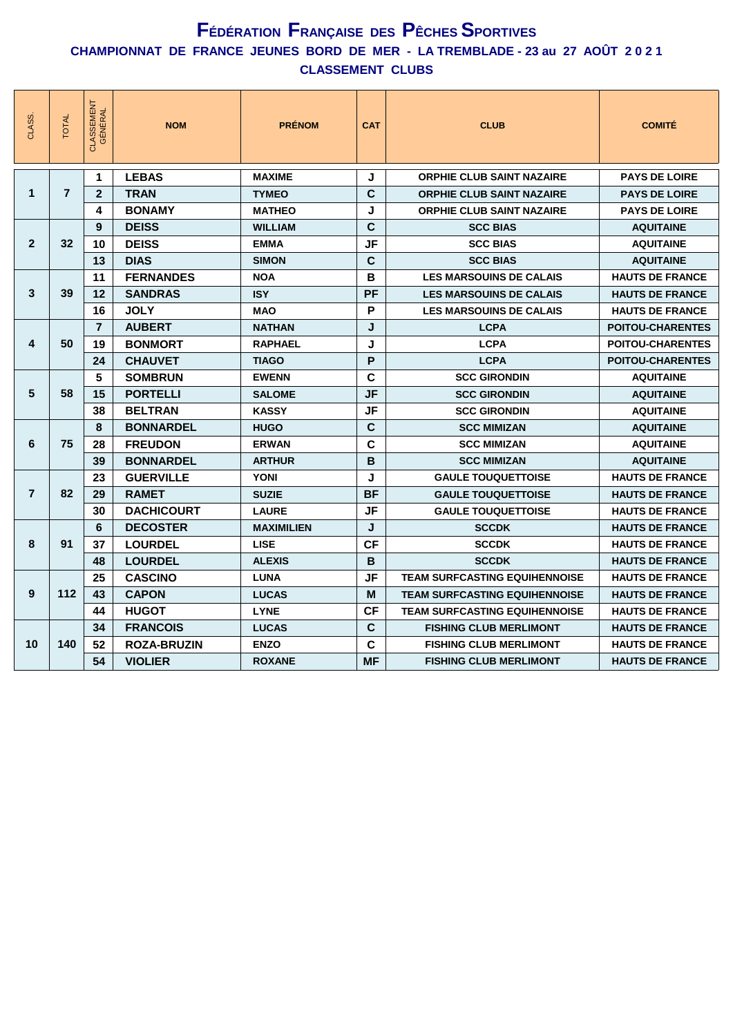# FÉDÉRATION FRANÇAISE DES PÊCHES SPORTIVES

## CHAMPIONNAT DE FRANCE JEUNES BORD DE MER - LA TREMBLADE - 23 au 27 AOÛT 2 0 2 1

## CLASSEMENT CLUBS

| CLASS. | TOTAL | CLASSEMENT GÉNÉRAL | NOM | PRÉNOM | CAT | CLUB | COMITÉ |
|---|---|---|---|---|---|---|---|
| 1 | 7 | 1 | LEBAS | MAXIME | J | ORPHIE CLUB SAINT NAZAIRE | PAYS DE LOIRE |
| | | 2 | TRAN | TYMEO | C | ORPHIE CLUB SAINT NAZAIRE | PAYS DE LOIRE |
| | | 4 | BONAMY | MATHEO | J | ORPHIE CLUB SAINT NAZAIRE | PAYS DE LOIRE |
| 2 | 32 | 9 | DEISS | WILLIAM | C | SCC BIAS | AQUITAINE |
| | | 10 | DEISS | EMMA | JF | SCC BIAS | AQUITAINE |
| | | 13 | DIAS | SIMON | C | SCC BIAS | AQUITAINE |
| 3 | 39 | 11 | FERNANDES | NOA | B | LES MARSOUINS DE CALAIS | HAUTS DE FRANCE |
| | | 12 | SANDRAS | ISY | PF | LES MARSOUINS DE CALAIS | HAUTS DE FRANCE |
| | | 16 | JOLY | MAO | P | LES MARSOUINS DE CALAIS | HAUTS DE FRANCE |
| 4 | 50 | 7 | AUBERT | NATHAN | J | LCPA | POITOU-CHARENTES |
| | | 19 | BONMORT | RAPHAEL | J | LCPA | POITOU-CHARENTES |
| | | 24 | CHAUVET | TIAGO | P | LCPA | POITOU-CHARENTES |
| 5 | 58 | 5 | SOMBRUN | EWENN | C | SCC GIRONDIN | AQUITAINE |
| | | 15 | PORTELLI | SALOME | JF | SCC GIRONDIN | AQUITAINE |
| | | 38 | BELTRAN | KASSY | JF | SCC GIRONDIN | AQUITAINE |
| 6 | 75 | 8 | BONNARDEL | HUGO | C | SCC MIMIZAN | AQUITAINE |
| | | 28 | FREUDON | ERWAN | C | SCC MIMIZAN | AQUITAINE |
| | | 39 | BONNARDEL | ARTHUR | B | SCC MIMIZAN | AQUITAINE |
| 7 | 82 | 23 | GUERVILLE | YONI | J | GAULE TOUQUETTOISE | HAUTS DE FRANCE |
| | | 29 | RAMET | SUZIE | BF | GAULE TOUQUETTOISE | HAUTS DE FRANCE |
| | | 30 | DACHICOURT | LAURE | JF | GAULE TOUQUETTOISE | HAUTS DE FRANCE |
| 8 | 91 | 6 | DECOSTER | MAXIMILIEN | J | SCCDK | HAUTS DE FRANCE |
| | | 37 | LOURDEL | LISE | CF | SCCDK | HAUTS DE FRANCE |
| | | 48 | LOURDEL | ALEXIS | B | SCCDK | HAUTS DE FRANCE |
| 9 | 112 | 25 | CASCINO | LUNA | JF | TEAM SURFCASTING EQUIHENNOISE | HAUTS DE FRANCE |
| | | 43 | CAPON | LUCAS | M | TEAM SURFCASTING EQUIHENNOISE | HAUTS DE FRANCE |
| | | 44 | HUGOT | LYNE | CF | TEAM SURFCASTING EQUIHENNOISE | HAUTS DE FRANCE |
| 10 | 140 | 34 | FRANCOIS | LUCAS | C | FISHING CLUB MERLIMONT | HAUTS DE FRANCE |
| | | 52 | ROZA-BRUZIN | ENZO | C | FISHING CLUB MERLIMONT | HAUTS DE FRANCE |
| | | 54 | VIOLIER | ROXANE | MF | FISHING CLUB MERLIMONT | HAUTS DE FRANCE |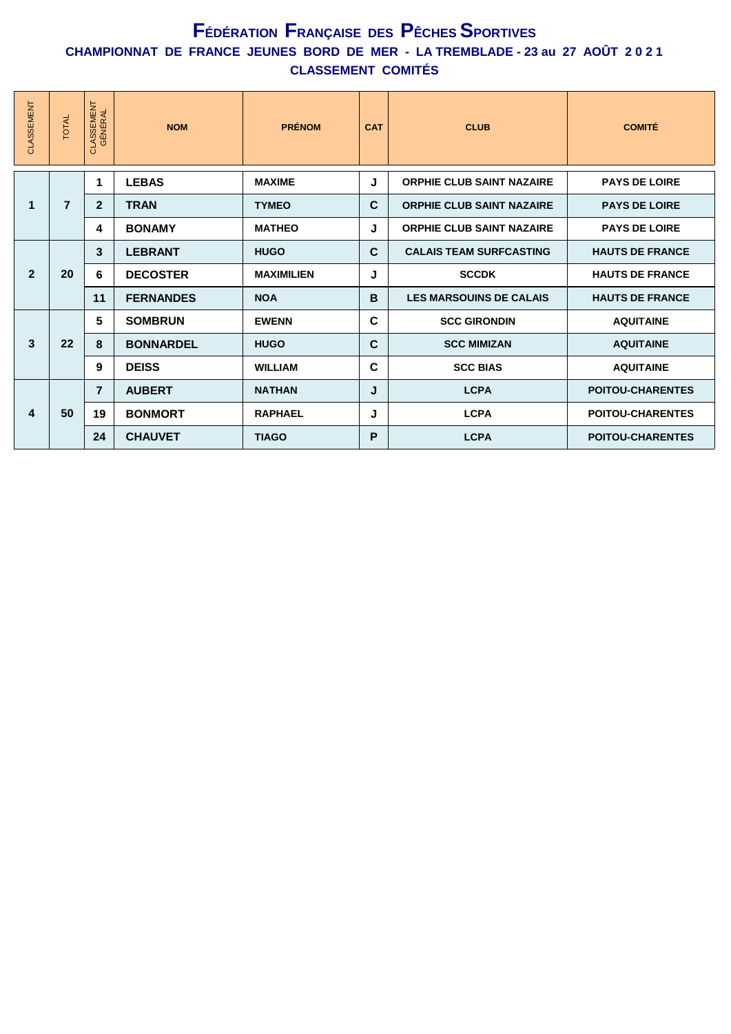# FÉDÉRATION FRANÇAISE DES PÊCHES SPORTIVES

## CHAMPIONNAT DE FRANCE JEUNES BORD DE MER - LA TREMBLADE - 23 au 27 AOÛT 2 0 2 1

## CLASSEMENT COMITÉS

| CLASSEMENT | TOTAL | CLASSEMENT GÉNÉRAL | NOM | PRÉNOM | CAT | CLUB | COMITÉ |
|---|---|---|---|---|---|---|---|
| 1 | 7 | 1 | LEBAS | MAXIME | J | ORPHIE CLUB SAINT NAZAIRE | PAYS DE LOIRE |
| | | 2 | TRAN | TYMEO | C | ORPHIE CLUB SAINT NAZAIRE | PAYS DE LOIRE |
| | | 4 | BONAMY | MATHEO | J | ORPHIE CLUB SAINT NAZAIRE | PAYS DE LOIRE |
| 2 | 20 | 3 | LEBRANT | HUGO | C | CALAIS TEAM SURFCASTING | HAUTS DE FRANCE |
| | | 6 | DECOSTER | MAXIMILIEN | J | SCCDK | HAUTS DE FRANCE |
| | | 11 | FERNANDES | NOA | B | LES MARSOUINS DE CALAIS | HAUTS DE FRANCE |
| 3 | 22 | 5 | SOMBRUN | EWENN | C | SCC GIRONDIN | AQUITAINE |
| | | 8 | BONNARDEL | HUGO | C | SCC MIMIZAN | AQUITAINE |
| | | 9 | DEISS | WILLIAM | C | SCC BIAS | AQUITAINE |
| 4 | 50 | 7 | AUBERT | NATHAN | J | LCPA | POITOU-CHARENTES |
| | | 19 | BONMORT | RAPHAEL | J | LCPA | POITOU-CHARENTES |
| | | 24 | CHAUVET | TIAGO | P | LCPA | POITOU-CHARENTES |